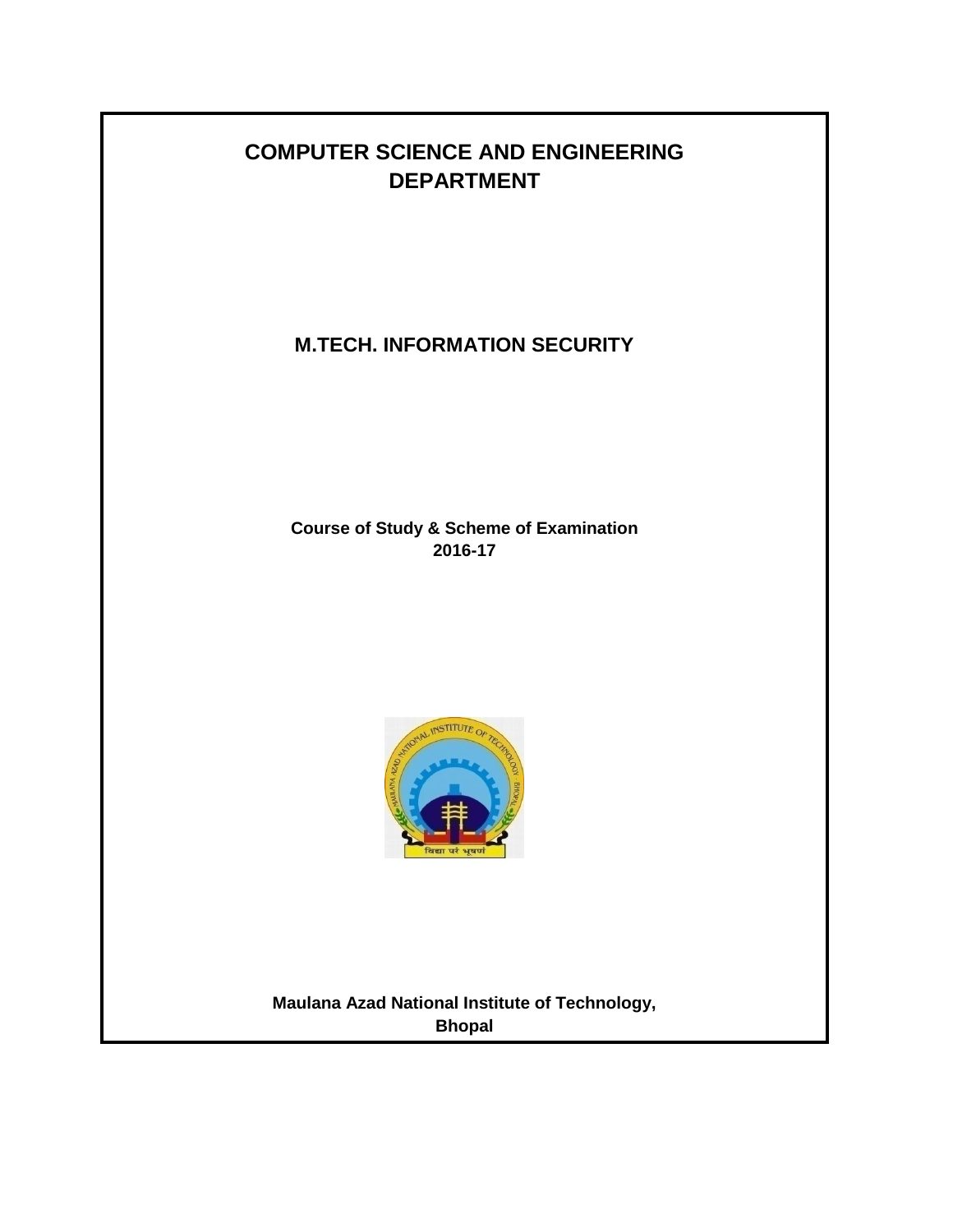# COMPUTER SCIENCE AND ENGINEERING DEPARTMENT

## M.TECH. INFORMATION SECURITY

**Course of Study & Scheme of Examination**
**2016-17**

**Maulana Azad National Institute of Technology, Bhopal**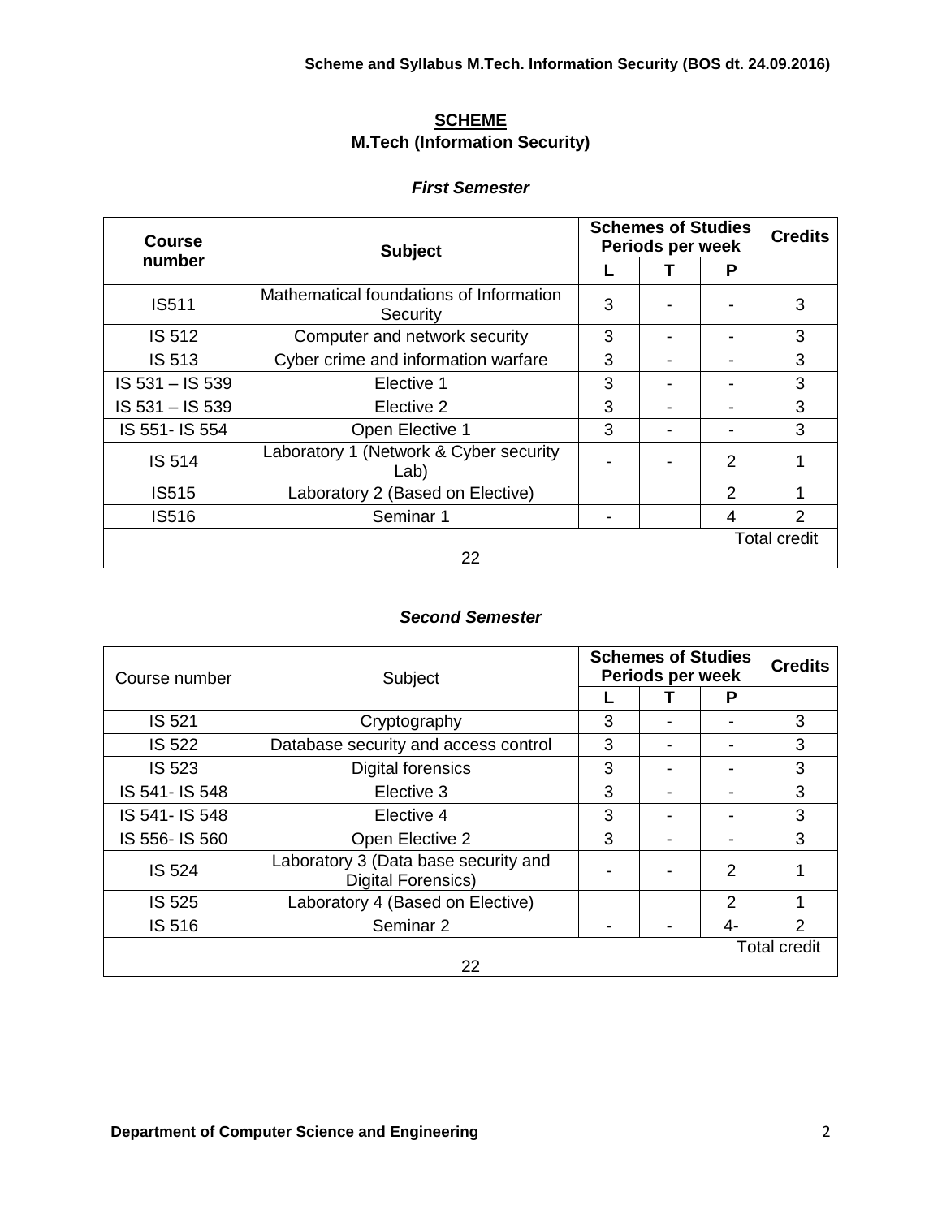## SCHEME

### M.Tech (Information Security)

#### *First Semester*

| Course number | Subject | Schemes of Studies Periods per week | | | Credits |
|---|---|---|---|---|---|
| | | L | T | P | |
| IS511 | Mathematical foundations of Information Security | 3 | - | - | 3 |
| IS 512 | Computer and network security | 3 | - | - | 3 |
| IS 513 | Cyber crime and information warfare | 3 | - | - | 3 |
| IS 531 – IS 539 | Elective 1 | 3 | - | - | 3 |
| IS 531 – IS 539 | Elective 2 | 3 | - | - | 3 |
| IS 551- IS 554 | Open Elective 1 | 3 | - | - | 3 |
| IS 514 | Laboratory 1 (Network & Cyber security Lab) | - | - | 2 | 1 |
| IS515 | Laboratory 2 (Based on Elective) | | | 2 | 1 |
| IS516 | Seminar 1 | - | | 4 | 2 |
| Total credit 22 | | | | | |

#### *Second Semester*

| Course number | Subject | Schemes of Studies Periods per week | | | Credits |
|---|---|---|---|---|---|
| | | L | T | P | |
| IS 521 | Cryptography | 3 | - | - | 3 |
| IS 522 | Database security and access control | 3 | - | - | 3 |
| IS 523 | Digital forensics | 3 | - | - | 3 |
| IS 541- IS 548 | Elective 3 | 3 | - | - | 3 |
| IS 541- IS 548 | Elective 4 | 3 | - | - | 3 |
| IS 556- IS 560 | Open Elective 2 | 3 | - | - | 3 |
| IS 524 | Laboratory 3 (Data base security and Digital Forensics) | - | - | 2 | 1 |
| IS 525 | Laboratory 4 (Based on Elective) | | | 2 | 1 |
| IS 516 | Seminar 2 | - | - | 4- | 2 |
| Total credit 22 | | | | | |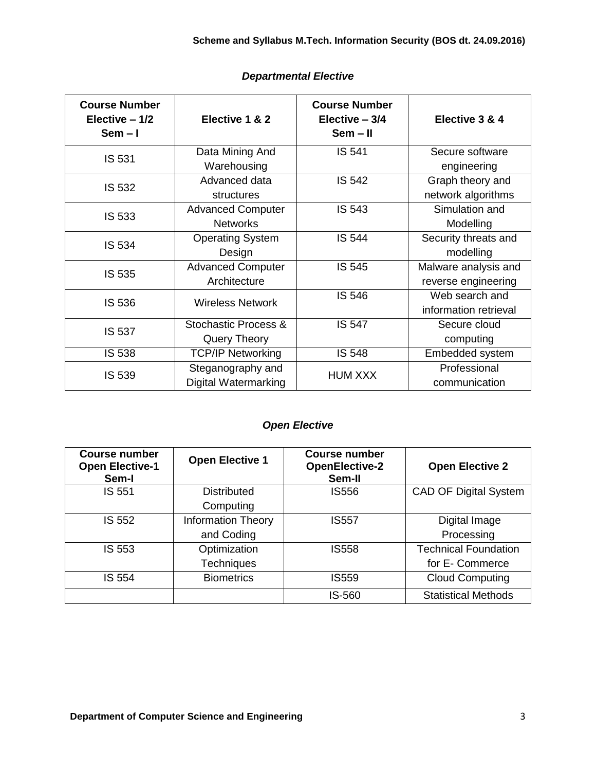### *Departmental Elective*

| Course Number Elective – 1/2 Sem – I | Elective 1 & 2 | Course Number Elective – 3/4 Sem – II | Elective 3 & 4 |
|---|---|---|---|
| IS 531 | Data Mining And Warehousing | IS 541 | Secure software engineering |
| IS 532 | Advanced data structures | IS 542 | Graph theory and network algorithms |
| IS 533 | Advanced Computer Networks | IS 543 | Simulation and Modelling |
| IS 534 | Operating System Design | IS 544 | Security threats and modelling |
| IS 535 | Advanced Computer Architecture | IS 545 | Malware analysis and reverse engineering |
| IS 536 | Wireless Network | IS 546 | Web search and information retrieval |
| IS 537 | Stochastic Process & Query Theory | IS 547 | Secure cloud computing |
| IS 538 | TCP/IP Networking | IS 548 | Embedded system |
| IS 539 | Steganography and Digital Watermarking | HUM XXX | Professional communication |

### *Open Elective*

| Course number Open Elective-1 Sem-I | Open Elective 1 | Course number OpenElective-2 Sem-II | Open Elective 2 |
|---|---|---|---|
| IS 551 | Distributed Computing | IS556 | CAD OF Digital System |
| IS 552 | Information Theory and Coding | IS557 | Digital Image Processing |
| IS 553 | Optimization Techniques | IS558 | Technical Foundation for E- Commerce |
| IS 554 | Biometrics | IS559 | Cloud Computing |
| | | IS-560 | Statistical Methods |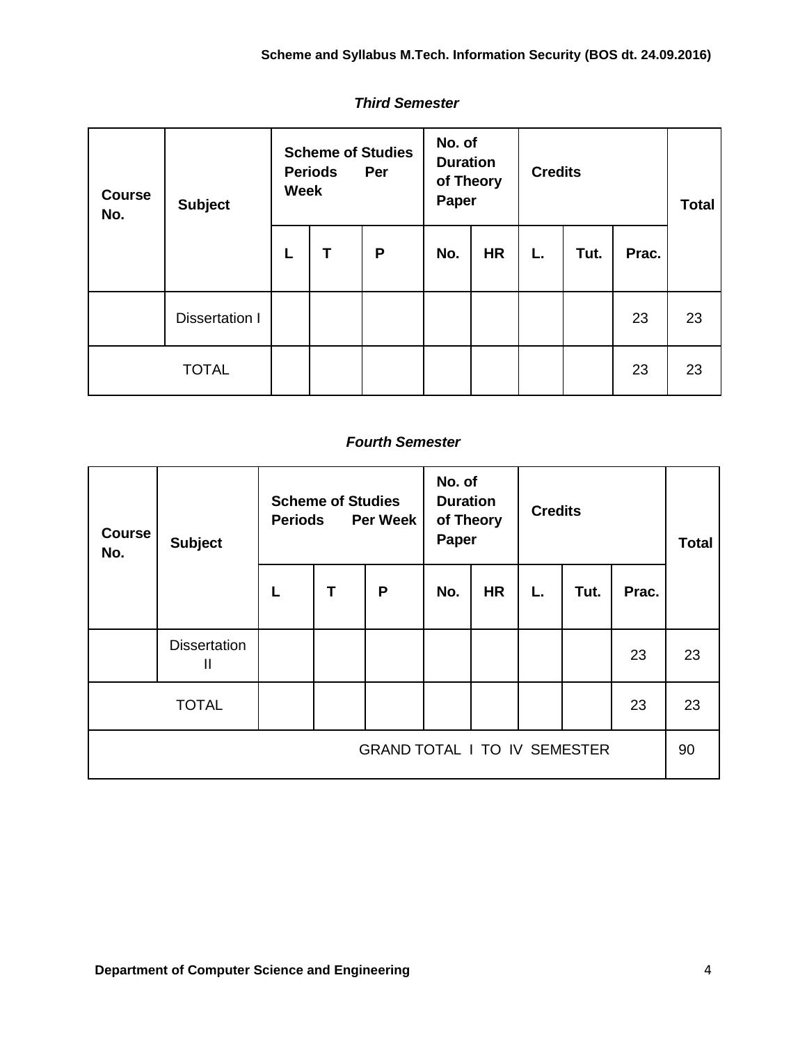### *Third Semester*

| Course No. | Subject | Scheme of Studies Periods Per Week | | | No. of Duration of Theory Paper | | Credits | | | Total |
|---|---|---|---|---|---|---|---|---|---|---|
| | | L | T | P | No. | HR | L. | Tut. | Prac. | |
| | Dissertation I | | | | | | | | 23 | 23 |
| TOTAL | | | | | | | | | 23 | 23 |

### *Fourth Semester*

| Course No. | Subject | Scheme of Studies Periods Per Week | | | No. of Duration of Theory Paper | | Credits | | | Total |
|---|---|---|---|---|---|---|---|---|---|---|
| | | L | T | P | No. | HR | L. | Tut. | Prac. | |
| | Dissertation II | | | | | | | | 23 | 23 |
| TOTAL | | | | | | | | | 23 | 23 |
| GRAND TOTAL I TO IV SEMESTER | | | | | | | | | | 90 |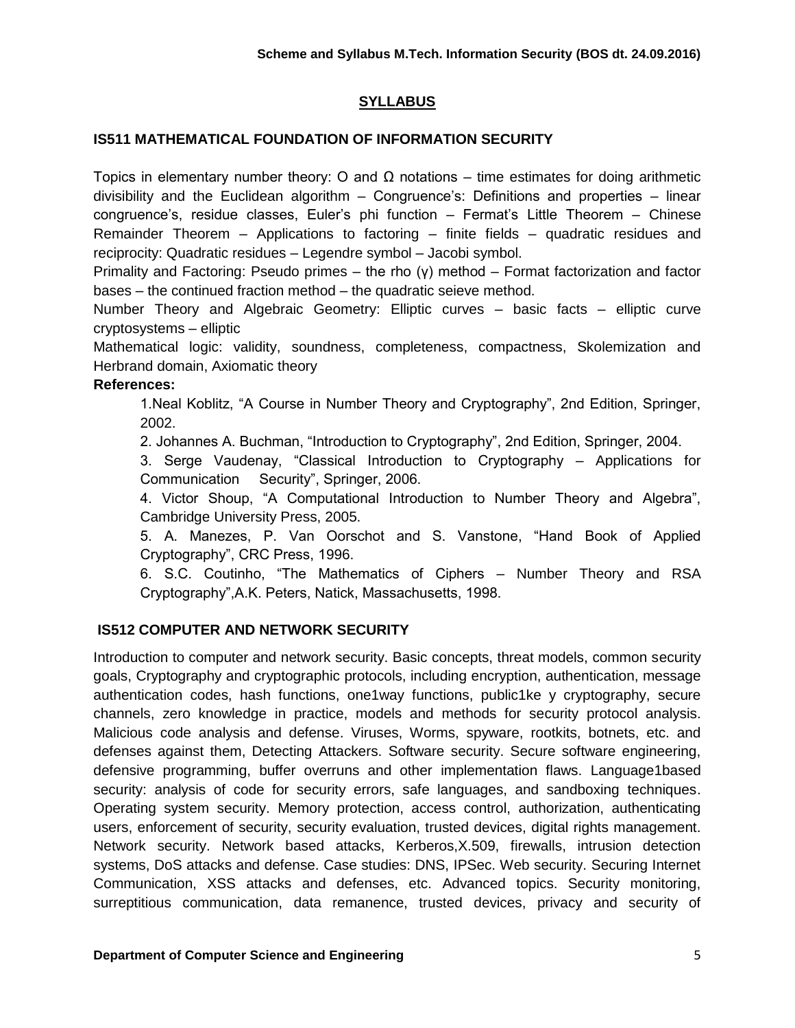## SYLLABUS

### IS511 MATHEMATICAL FOUNDATION OF INFORMATION SECURITY

Topics in elementary number theory: O and Ω notations – time estimates for doing arithmetic divisibility and the Euclidean algorithm – Congruence's: Definitions and properties – linear congruence's, residue classes, Euler's phi function – Fermat's Little Theorem – Chinese Remainder Theorem – Applications to factoring – finite fields – quadratic residues and reciprocity: Quadratic residues – Legendre symbol – Jacobi symbol.

Primality and Factoring: Pseudo primes – the rho (γ) method – Format factorization and factor bases – the continued fraction method – the quadratic seieve method.

Number Theory and Algebraic Geometry: Elliptic curves – basic facts – elliptic curve cryptosystems – elliptic

Mathematical logic: validity, soundness, completeness, compactness, Skolemization and Herbrand domain, Axiomatic theory

**References:**

1. Neal Koblitz, "A Course in Number Theory and Cryptography", 2nd Edition, Springer, 2002.
2. Johannes A. Buchman, "Introduction to Cryptography", 2nd Edition, Springer, 2004.
3. Serge Vaudenay, "Classical Introduction to Cryptography – Applications for Communication Security", Springer, 2006.
4. Victor Shoup, "A Computational Introduction to Number Theory and Algebra", Cambridge University Press, 2005.
5. A. Manezes, P. Van Oorschot and S. Vanstone, "Hand Book of Applied Cryptography", CRC Press, 1996.
6. S.C. Coutinho, "The Mathematics of Ciphers – Number Theory and RSA Cryptography",A.K. Peters, Natick, Massachusetts, 1998.

### IS512 COMPUTER AND NETWORK SECURITY

Introduction to computer and network security. Basic concepts, threat models, common security goals, Cryptography and cryptographic protocols, including encryption, authentication, message authentication codes, hash functions, one1way functions, public1ke y cryptography, secure channels, zero knowledge in practice, models and methods for security protocol analysis. Malicious code analysis and defense. Viruses, Worms, spyware, rootkits, botnets, etc. and defenses against them, Detecting Attackers. Software security. Secure software engineering, defensive programming, buffer overruns and other implementation flaws. Language1based security: analysis of code for security errors, safe languages, and sandboxing techniques. Operating system security. Memory protection, access control, authorization, authenticating users, enforcement of security, security evaluation, trusted devices, digital rights management. Network security. Network based attacks, Kerberos,X.509, firewalls, intrusion detection systems, DoS attacks and defense. Case studies: DNS, IPSec. Web security. Securing Internet Communication, XSS attacks and defenses, etc. Advanced topics. Security monitoring, surreptitious communication, data remanence, trusted devices, privacy and security of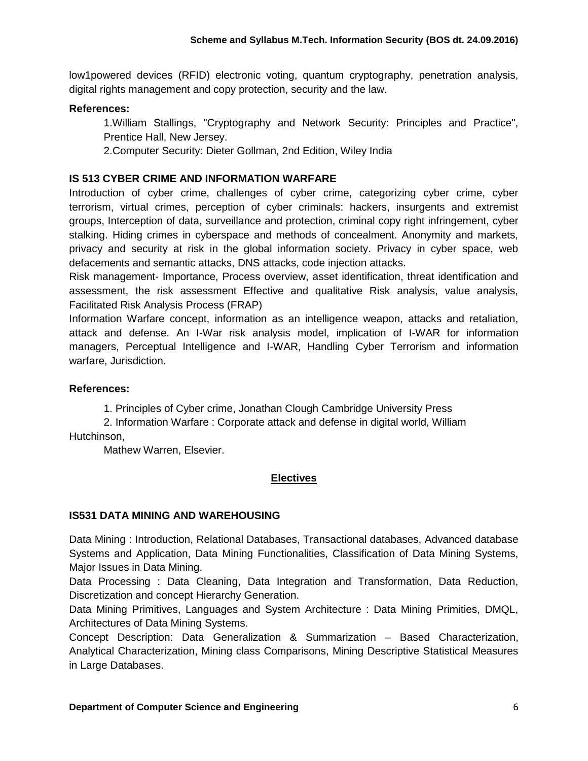low1powered devices (RFID) electronic voting, quantum cryptography, penetration analysis, digital rights management and copy protection, security and the law.

**References:**

1.William Stallings, "Cryptography and Network Security: Principles and Practice", Prentice Hall, New Jersey.

2.Computer Security: Dieter Gollman, 2nd Edition, Wiley India

### IS 513 CYBER CRIME AND INFORMATION WARFARE

Introduction of cyber crime, challenges of cyber crime, categorizing cyber crime, cyber terrorism, virtual crimes, perception of cyber criminals: hackers, insurgents and extremist groups, Interception of data, surveillance and protection, criminal copy right infringement, cyber stalking. Hiding crimes in cyberspace and methods of concealment. Anonymity and markets, privacy and security at risk in the global information society. Privacy in cyber space, web defacements and semantic attacks, DNS attacks, code injection attacks.

Risk management- Importance, Process overview, asset identification, threat identification and assessment, the risk assessment Effective and qualitative Risk analysis, value analysis, Facilitated Risk Analysis Process (FRAP)

Information Warfare concept, information as an intelligence weapon, attacks and retaliation, attack and defense. An I-War risk analysis model, implication of I-WAR for information managers, Perceptual Intelligence and I-WAR, Handling Cyber Terrorism and information warfare, Jurisdiction.

**References:**

1. Principles of Cyber crime, Jonathan Clough Cambridge University Press

2. Information Warfare : Corporate attack and defense in digital world, William Hutchinson, Mathew Warren, Elsevier.

## Electives

### IS531 DATA MINING AND WAREHOUSING

Data Mining : Introduction, Relational Databases, Transactional databases, Advanced database Systems and Application, Data Mining Functionalities, Classification of Data Mining Systems, Major Issues in Data Mining.

Data Processing : Data Cleaning, Data Integration and Transformation, Data Reduction, Discretization and concept Hierarchy Generation.

Data Mining Primitives, Languages and System Architecture : Data Mining Primities, DMQL, Architectures of Data Mining Systems.

Concept Description: Data Generalization & Summarization – Based Characterization, Analytical Characterization, Mining class Comparisons, Mining Descriptive Statistical Measures in Large Databases.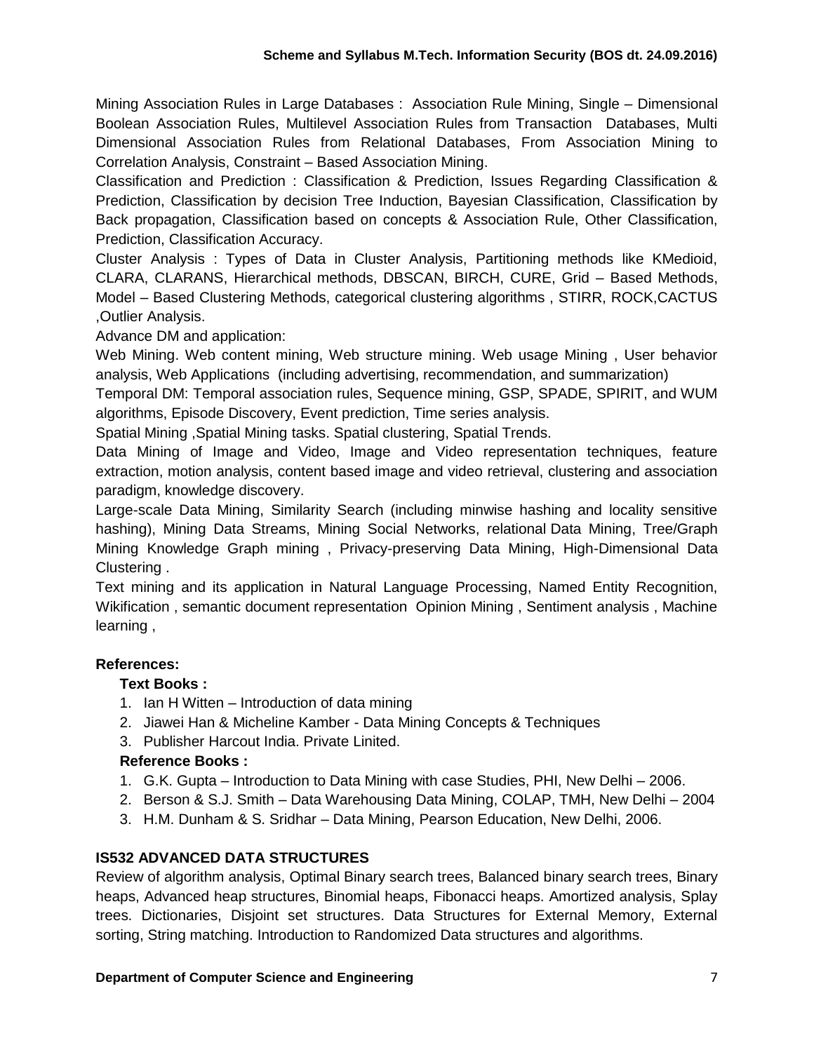Mining Association Rules in Large Databases : Association Rule Mining, Single – Dimensional Boolean Association Rules, Multilevel Association Rules from Transaction Databases, Multi Dimensional Association Rules from Relational Databases, From Association Mining to Correlation Analysis, Constraint – Based Association Mining.

Classification and Prediction : Classification & Prediction, Issues Regarding Classification & Prediction, Classification by decision Tree Induction, Bayesian Classification, Classification by Back propagation, Classification based on concepts & Association Rule, Other Classification, Prediction, Classification Accuracy.

Cluster Analysis : Types of Data in Cluster Analysis, Partitioning methods like KMedioid, CLARA, CLARANS, Hierarchical methods, DBSCAN, BIRCH, CURE, Grid – Based Methods, Model – Based Clustering Methods, categorical clustering algorithms , STIRR, ROCK,CACTUS ,Outlier Analysis.

Advance DM and application:

Web Mining. Web content mining, Web structure mining. Web usage Mining , User behavior analysis, Web Applications (including advertising, recommendation, and summarization)

Temporal DM: Temporal association rules, Sequence mining, GSP, SPADE, SPIRIT, and WUM algorithms, Episode Discovery, Event prediction, Time series analysis.

Spatial Mining ,Spatial Mining tasks. Spatial clustering, Spatial Trends.

Data Mining of Image and Video, Image and Video representation techniques, feature extraction, motion analysis, content based image and video retrieval, clustering and association paradigm, knowledge discovery.

Large-scale Data Mining, Similarity Search (including minwise hashing and locality sensitive hashing), Mining Data Streams, Mining Social Networks, relational Data Mining, Tree/Graph Mining Knowledge Graph mining , Privacy-preserving Data Mining, High-Dimensional Data Clustering .

Text mining and its application in Natural Language Processing, Named Entity Recognition, Wikification , semantic document representation Opinion Mining , Sentiment analysis , Machine learning ,

**References:**

**Text Books :**

1. Ian H Witten – Introduction of data mining
2. Jiawei Han & Micheline Kamber - Data Mining Concepts & Techniques
3. Publisher Harcout India. Private Linited.

**Reference Books :**

1. G.K. Gupta – Introduction to Data Mining with case Studies, PHI, New Delhi – 2006.
2. Berson & S.J. Smith – Data Warehousing Data Mining, COLAP, TMH, New Delhi – 2004
3. H.M. Dunham & S. Sridhar – Data Mining, Pearson Education, New Delhi, 2006.

## IS532 ADVANCED DATA STRUCTURES

Review of algorithm analysis, Optimal Binary search trees, Balanced binary search trees, Binary heaps, Advanced heap structures, Binomial heaps, Fibonacci heaps. Amortized analysis, Splay trees. Dictionaries, Disjoint set structures. Data Structures for External Memory, External sorting, String matching. Introduction to Randomized Data structures and algorithms.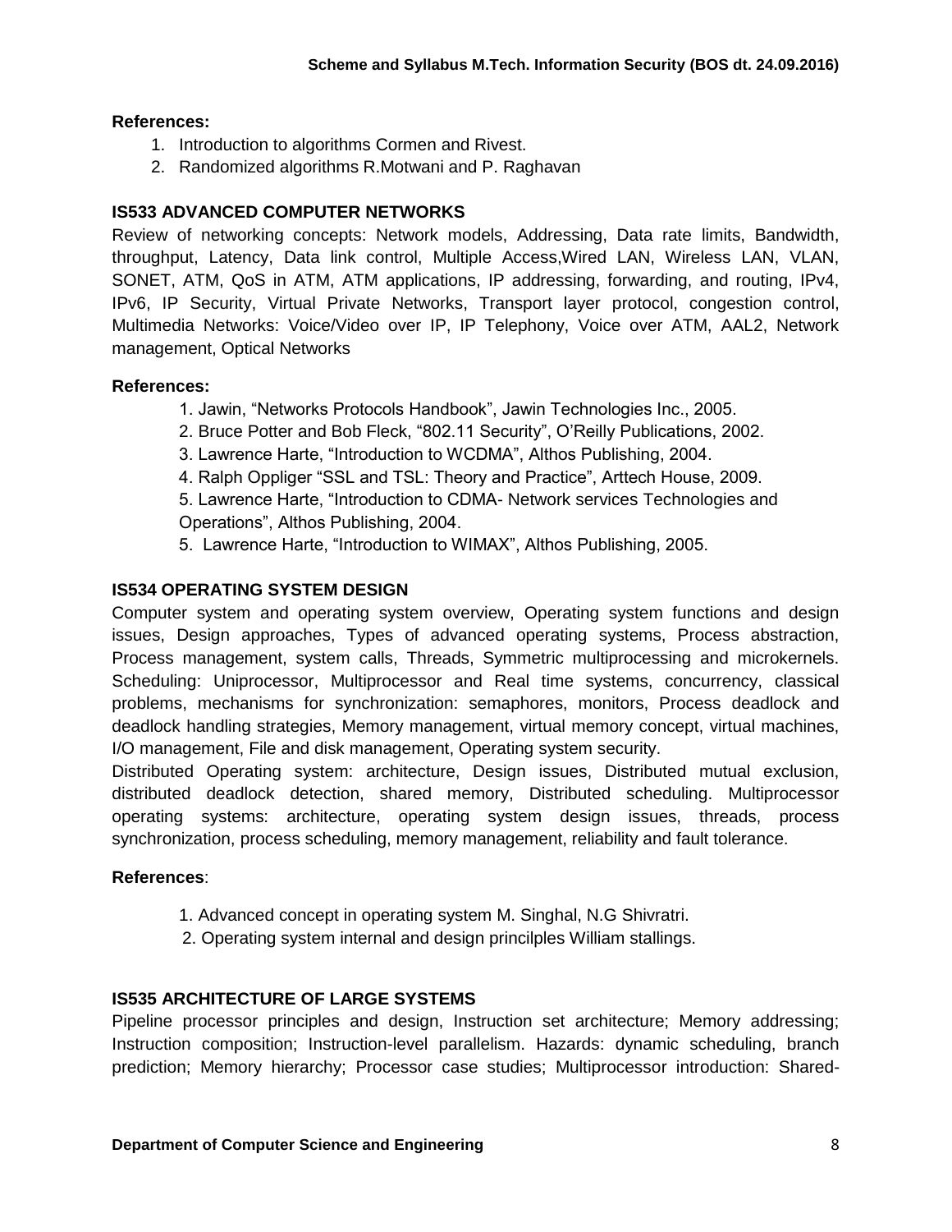**References:**

1. Introduction to algorithms Cormen and Rivest.
2. Randomized algorithms R.Motwani and P. Raghavan

**IS533 ADVANCED COMPUTER NETWORKS**

Review of networking concepts: Network models, Addressing, Data rate limits, Bandwidth, throughput, Latency, Data link control, Multiple Access,Wired LAN, Wireless LAN, VLAN, SONET, ATM, QoS in ATM, ATM applications, IP addressing, forwarding, and routing, IPv4, IPv6, IP Security, Virtual Private Networks, Transport layer protocol, congestion control, Multimedia Networks: Voice/Video over IP, IP Telephony, Voice over ATM, AAL2, Network management, Optical Networks

**References:**

1. Jawin, “Networks Protocols Handbook”, Jawin Technologies Inc., 2005.
2. Bruce Potter and Bob Fleck, “802.11 Security”, O’Reilly Publications, 2002.
3. Lawrence Harte, “Introduction to WCDMA”, Althos Publishing, 2004.
4. Ralph Oppliger “SSL and TSL: Theory and Practice”, Arttech House, 2009.
5. Lawrence Harte, “Introduction to CDMA- Network services Technologies and Operations”, Althos Publishing, 2004.
5. Lawrence Harte, “Introduction to WIMAX”, Althos Publishing, 2005.

**IS534 OPERATING SYSTEM DESIGN**

Computer system and operating system overview, Operating system functions and design issues, Design approaches, Types of advanced operating systems, Process abstraction, Process management, system calls, Threads, Symmetric multiprocessing and microkernels. Scheduling: Uniprocessor, Multiprocessor and Real time systems, concurrency, classical problems, mechanisms for synchronization: semaphores, monitors, Process deadlock and deadlock handling strategies, Memory management, virtual memory concept, virtual machines, I/O management, File and disk management, Operating system security.

Distributed Operating system: architecture, Design issues, Distributed mutual exclusion, distributed deadlock detection, shared memory, Distributed scheduling. Multiprocessor operating systems: architecture, operating system design issues, threads, process synchronization, process scheduling, memory management, reliability and fault tolerance.

**References**:

1. Advanced concept in operating system M. Singhal, N.G Shivratri.
2. Operating system internal and design princilples William stallings.

**IS535 ARCHITECTURE OF LARGE SYSTEMS**

Pipeline processor principles and design, Instruction set architecture; Memory addressing; Instruction composition; Instruction-level parallelism. Hazards: dynamic scheduling, branch prediction; Memory hierarchy; Processor case studies; Multiprocessor introduction: Shared-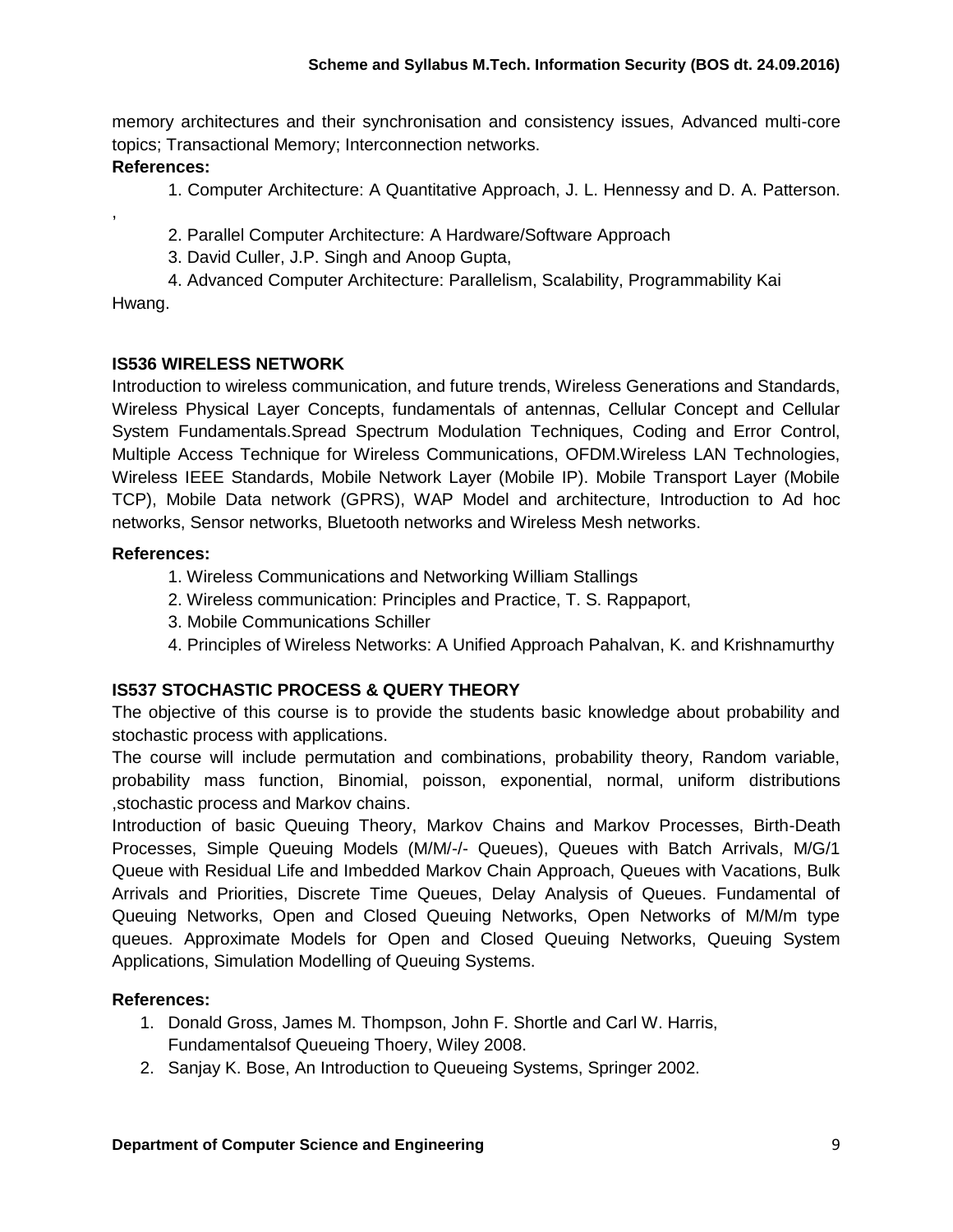memory architectures and their synchronisation and consistency issues, Advanced multi-core topics; Transactional Memory; Interconnection networks.

**References:**

1. Computer Architecture: A Quantitative Approach, J. L. Hennessy and D. A. Patterson.

,

2. Parallel Computer Architecture: A Hardware/Software Approach
3. David Culler, J.P. Singh and Anoop Gupta,
4. Advanced Computer Architecture: Parallelism, Scalability, Programmability Kai Hwang.

### IS536 WIRELESS NETWORK

Introduction to wireless communication, and future trends, Wireless Generations and Standards, Wireless Physical Layer Concepts, fundamentals of antennas, Cellular Concept and Cellular System Fundamentals.Spread Spectrum Modulation Techniques, Coding and Error Control, Multiple Access Technique for Wireless Communications, OFDM.Wireless LAN Technologies, Wireless IEEE Standards, Mobile Network Layer (Mobile IP). Mobile Transport Layer (Mobile TCP), Mobile Data network (GPRS), WAP Model and architecture, Introduction to Ad hoc networks, Sensor networks, Bluetooth networks and Wireless Mesh networks.

**References:**

1. Wireless Communications and Networking William Stallings
2. Wireless communication: Principles and Practice, T. S. Rappaport,
3. Mobile Communications Schiller
4. Principles of Wireless Networks: A Unified Approach Pahalvan, K. and Krishnamurthy

### IS537 STOCHASTIC PROCESS & QUERY THEORY

The objective of this course is to provide the students basic knowledge about probability and stochastic process with applications.

The course will include permutation and combinations, probability theory, Random variable, probability mass function, Binomial, poisson, exponential, normal, uniform distributions ,stochastic process and Markov chains.

Introduction of basic Queuing Theory, Markov Chains and Markov Processes, Birth-Death Processes, Simple Queuing Models (M/M/-/- Queues), Queues with Batch Arrivals, M/G/1 Queue with Residual Life and Imbedded Markov Chain Approach, Queues with Vacations, Bulk Arrivals and Priorities, Discrete Time Queues, Delay Analysis of Queues. Fundamental of Queuing Networks, Open and Closed Queuing Networks, Open Networks of M/M/m type queues. Approximate Models for Open and Closed Queuing Networks, Queuing System Applications, Simulation Modelling of Queuing Systems.

**References:**

1. Donald Gross, James M. Thompson, John F. Shortle and Carl W. Harris, Fundamentalsof Queueing Thoery, Wiley 2008.
2. Sanjay K. Bose, An Introduction to Queueing Systems, Springer 2002.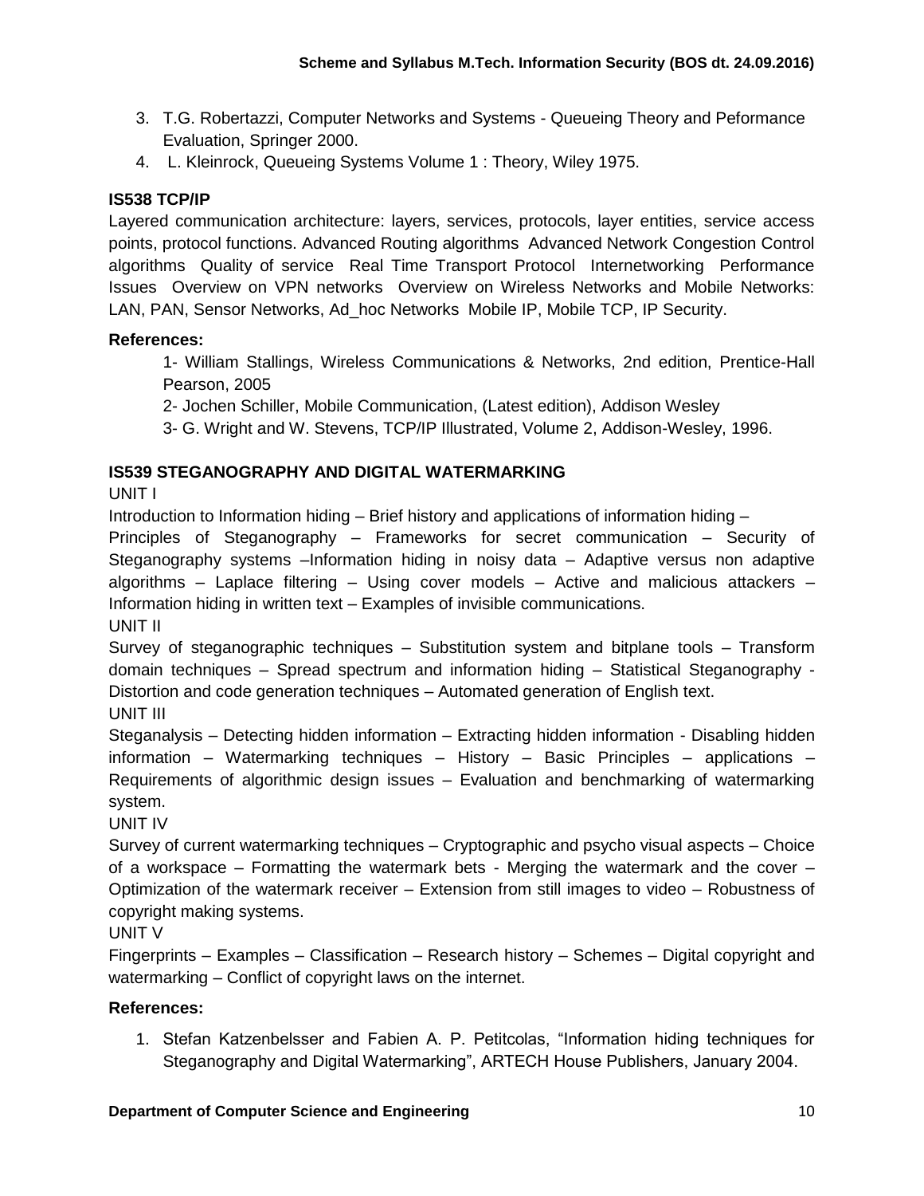3. T.G. Robertazzi, Computer Networks and Systems - Queueing Theory and Peformance Evaluation, Springer 2000.
4. L. Kleinrock, Queueing Systems Volume 1 : Theory, Wiley 1975.

### IS538 TCP/IP

Layered communication architecture: layers, services, protocols, layer entities, service access points, protocol functions. Advanced Routing algorithms Advanced Network Congestion Control algorithms Quality of service Real Time Transport Protocol Internetworking Performance Issues Overview on VPN networks Overview on Wireless Networks and Mobile Networks: LAN, PAN, Sensor Networks, Ad_hoc Networks Mobile IP, Mobile TCP, IP Security.

**References:**

1- William Stallings, Wireless Communications & Networks, 2nd edition, Prentice-Hall Pearson, 2005

2- Jochen Schiller, Mobile Communication, (Latest edition), Addison Wesley

3- G. Wright and W. Stevens, TCP/IP Illustrated, Volume 2, Addison-Wesley, 1996.

### IS539 STEGANOGRAPHY AND DIGITAL WATERMARKING

UNIT I

Introduction to Information hiding – Brief history and applications of information hiding – Principles of Steganography – Frameworks for secret communication – Security of Steganography systems –Information hiding in noisy data – Adaptive versus non adaptive algorithms – Laplace filtering – Using cover models – Active and malicious attackers – Information hiding in written text – Examples of invisible communications.

UNIT II

Survey of steganographic techniques – Substitution system and bitplane tools – Transform domain techniques – Spread spectrum and information hiding – Statistical Steganography - Distortion and code generation techniques – Automated generation of English text.

UNIT III

Steganalysis – Detecting hidden information – Extracting hidden information - Disabling hidden information – Watermarking techniques – History – Basic Principles – applications – Requirements of algorithmic design issues – Evaluation and benchmarking of watermarking system.

UNIT IV

Survey of current watermarking techniques – Cryptographic and psycho visual aspects – Choice of a workspace – Formatting the watermark bets - Merging the watermark and the cover – Optimization of the watermark receiver – Extension from still images to video – Robustness of copyright making systems.

UNIT V

Fingerprints – Examples – Classification – Research history – Schemes – Digital copyright and watermarking – Conflict of copyright laws on the internet.

**References:**

1. Stefan Katzenbelsser and Fabien A. P. Petitcolas, "Information hiding techniques for Steganography and Digital Watermarking", ARTECH House Publishers, January 2004.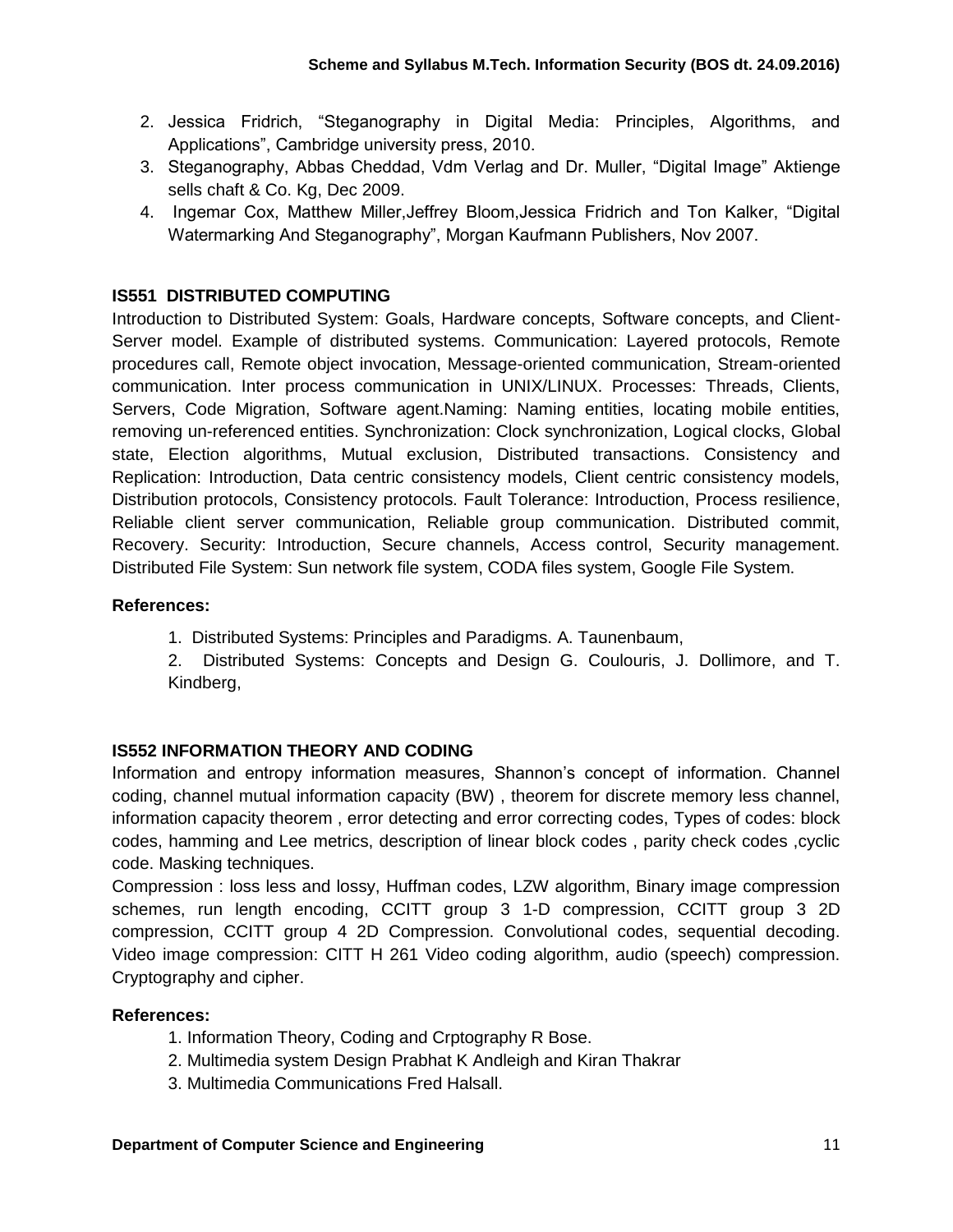2. Jessica Fridrich, “Steganography in Digital Media: Principles, Algorithms, and Applications”, Cambridge university press, 2010.
3. Steganography, Abbas Cheddad, Vdm Verlag and Dr. Muller, “Digital Image” Aktienge sells chaft & Co. Kg, Dec 2009.
4. Ingemar Cox, Matthew Miller,Jeffrey Bloom,Jessica Fridrich and Ton Kalker, “Digital Watermarking And Steganography”, Morgan Kaufmann Publishers, Nov 2007.

### IS551 DISTRIBUTED COMPUTING

Introduction to Distributed System: Goals, Hardware concepts, Software concepts, and Client-Server model. Example of distributed systems. Communication: Layered protocols, Remote procedures call, Remote object invocation, Message-oriented communication, Stream-oriented communication. Inter process communication in UNIX/LINUX. Processes: Threads, Clients, Servers, Code Migration, Software agent.Naming: Naming entities, locating mobile entities, removing un-referenced entities. Synchronization: Clock synchronization, Logical clocks, Global state, Election algorithms, Mutual exclusion, Distributed transactions. Consistency and Replication: Introduction, Data centric consistency models, Client centric consistency models, Distribution protocols, Consistency protocols. Fault Tolerance: Introduction, Process resilience, Reliable client server communication, Reliable group communication. Distributed commit, Recovery. Security: Introduction, Secure channels, Access control, Security management. Distributed File System: Sun network file system, CODA files system, Google File System.

**References:**

1. Distributed Systems: Principles and Paradigms. A. Taunenbaum,
2. Distributed Systems: Concepts and Design G. Coulouris, J. Dollimore, and T. Kindberg,

### IS552 INFORMATION THEORY AND CODING

Information and entropy information measures, Shannon’s concept of information. Channel coding, channel mutual information capacity (BW) , theorem for discrete memory less channel, information capacity theorem , error detecting and error correcting codes, Types of codes: block codes, hamming and Lee metrics, description of linear block codes , parity check codes ,cyclic code. Masking techniques.

Compression : loss less and lossy, Huffman codes, LZW algorithm, Binary image compression schemes, run length encoding, CCITT group 3 1-D compression, CCITT group 3 2D compression, CCITT group 4 2D Compression. Convolutional codes, sequential decoding. Video image compression: CITT H 261 Video coding algorithm, audio (speech) compression. Cryptography and cipher.

**References:**

1. Information Theory, Coding and Crptography R Bose.
2. Multimedia system Design Prabhat K Andleigh and Kiran Thakrar
3. Multimedia Communications Fred Halsall.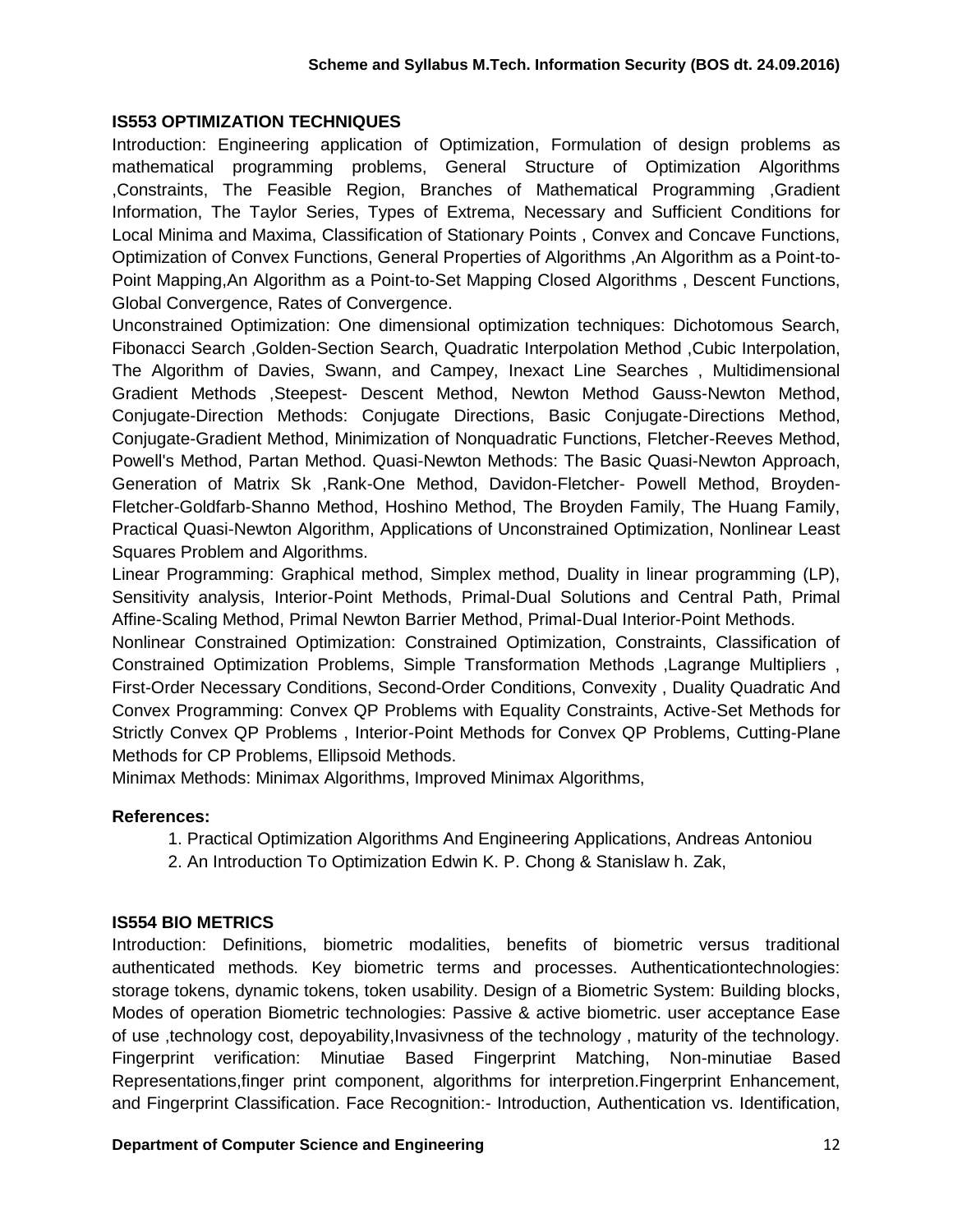## IS553 OPTIMIZATION TECHNIQUES

Introduction: Engineering application of Optimization, Formulation of design problems as mathematical programming problems, General Structure of Optimization Algorithms ,Constraints, The Feasible Region, Branches of Mathematical Programming ,Gradient Information, The Taylor Series, Types of Extrema, Necessary and Sufficient Conditions for Local Minima and Maxima, Classification of Stationary Points , Convex and Concave Functions, Optimization of Convex Functions, General Properties of Algorithms ,An Algorithm as a Point-to-Point Mapping,An Algorithm as a Point-to-Set Mapping Closed Algorithms , Descent Functions, Global Convergence, Rates of Convergence.

Unconstrained Optimization: One dimensional optimization techniques: Dichotomous Search, Fibonacci Search ,Golden-Section Search, Quadratic Interpolation Method ,Cubic Interpolation, The Algorithm of Davies, Swann, and Campey, Inexact Line Searches , Multidimensional Gradient Methods ,Steepest- Descent Method, Newton Method Gauss-Newton Method, Conjugate-Direction Methods: Conjugate Directions, Basic Conjugate-Directions Method, Conjugate-Gradient Method, Minimization of Nonquadratic Functions, Fletcher-Reeves Method, Powell's Method, Partan Method. Quasi-Newton Methods: The Basic Quasi-Newton Approach, Generation of Matrix Sk ,Rank-One Method, Davidon-Fletcher- Powell Method, Broyden-Fletcher-Goldfarb-Shanno Method, Hoshino Method, The Broyden Family, The Huang Family, Practical Quasi-Newton Algorithm, Applications of Unconstrained Optimization, Nonlinear Least Squares Problem and Algorithms.

Linear Programming: Graphical method, Simplex method, Duality in linear programming (LP), Sensitivity analysis, Interior-Point Methods, Primal-Dual Solutions and Central Path, Primal Affine-Scaling Method, Primal Newton Barrier Method, Primal-Dual Interior-Point Methods.

Nonlinear Constrained Optimization: Constrained Optimization, Constraints, Classification of Constrained Optimization Problems, Simple Transformation Methods ,Lagrange Multipliers , First-Order Necessary Conditions, Second-Order Conditions, Convexity , Duality Quadratic And Convex Programming: Convex QP Problems with Equality Constraints, Active-Set Methods for Strictly Convex QP Problems , Interior-Point Methods for Convex QP Problems, Cutting-Plane Methods for CP Problems, Ellipsoid Methods.

Minimax Methods: Minimax Algorithms, Improved Minimax Algorithms,

**References:**

1. Practical Optimization Algorithms And Engineering Applications, Andreas Antoniou
2. An Introduction To Optimization Edwin K. P. Chong & Stanislaw h. Zak,

## IS554 BIO METRICS

Introduction: Definitions, biometric modalities, benefits of biometric versus traditional authenticated methods. Key biometric terms and processes. Authenticationtechnologies: storage tokens, dynamic tokens, token usability. Design of a Biometric System: Building blocks, Modes of operation Biometric technologies: Passive & active biometric. user acceptance Ease of use ,technology cost, depoyability,Invasivness of the technology , maturity of the technology. Fingerprint verification: Minutiae Based Fingerprint Matching, Non-minutiae Based Representations,finger print component, algorithms for interpretion.Fingerprint Enhancement, and Fingerprint Classification. Face Recognition:- Introduction, Authentication vs. Identification,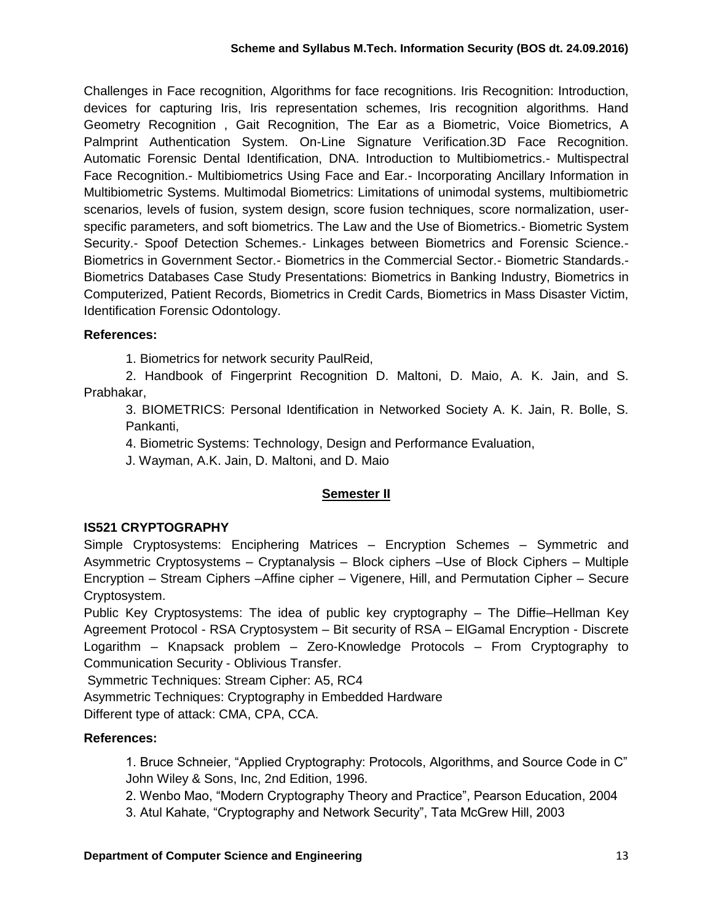Challenges in Face recognition, Algorithms for face recognitions. Iris Recognition: Introduction, devices for capturing Iris, Iris representation schemes, Iris recognition algorithms. Hand Geometry Recognition , Gait Recognition, The Ear as a Biometric, Voice Biometrics, A Palmprint Authentication System. On-Line Signature Verification.3D Face Recognition. Automatic Forensic Dental Identification, DNA. Introduction to Multibiometrics.- Multispectral Face Recognition.- Multibiometrics Using Face and Ear.- Incorporating Ancillary Information in Multibiometric Systems. Multimodal Biometrics: Limitations of unimodal systems, multibiometric scenarios, levels of fusion, system design, score fusion techniques, score normalization, user-specific parameters, and soft biometrics. The Law and the Use of Biometrics.- Biometric System Security.- Spoof Detection Schemes.- Linkages between Biometrics and Forensic Science.- Biometrics in Government Sector.- Biometrics in the Commercial Sector.- Biometric Standards.- Biometrics Databases Case Study Presentations: Biometrics in Banking Industry, Biometrics in Computerized, Patient Records, Biometrics in Credit Cards, Biometrics in Mass Disaster Victim, Identification Forensic Odontology.

**References:**

1. Biometrics for network security PaulReid,
2. Handbook of Fingerprint Recognition D. Maltoni, D. Maio, A. K. Jain, and S. Prabhakar,
3. BIOMETRICS: Personal Identification in Networked Society A. K. Jain, R. Bolle, S. Pankanti,
4. Biometric Systems: Technology, Design and Performance Evaluation,
   J. Wayman, A.K. Jain, D. Maltoni, and D. Maio

## Semester II

### IS521 CRYPTOGRAPHY

Simple Cryptosystems: Enciphering Matrices – Encryption Schemes – Symmetric and Asymmetric Cryptosystems – Cryptanalysis – Block ciphers –Use of Block Ciphers – Multiple Encryption – Stream Ciphers –Affine cipher – Vigenere, Hill, and Permutation Cipher – Secure Cryptosystem.

Public Key Cryptosystems: The idea of public key cryptography – The Diffie–Hellman Key Agreement Protocol - RSA Cryptosystem – Bit security of RSA – ElGamal Encryption - Discrete Logarithm – Knapsack problem – Zero-Knowledge Protocols – From Cryptography to Communication Security - Oblivious Transfer.

Symmetric Techniques: Stream Cipher: A5, RC4

Asymmetric Techniques: Cryptography in Embedded Hardware

Different type of attack: CMA, CPA, CCA.

**References:**

1. Bruce Schneier, "Applied Cryptography: Protocols, Algorithms, and Source Code in C" John Wiley & Sons, Inc, 2nd Edition, 1996.
2. Wenbo Mao, "Modern Cryptography Theory and Practice", Pearson Education, 2004
3. Atul Kahate, "Cryptography and Network Security", Tata McGrew Hill, 2003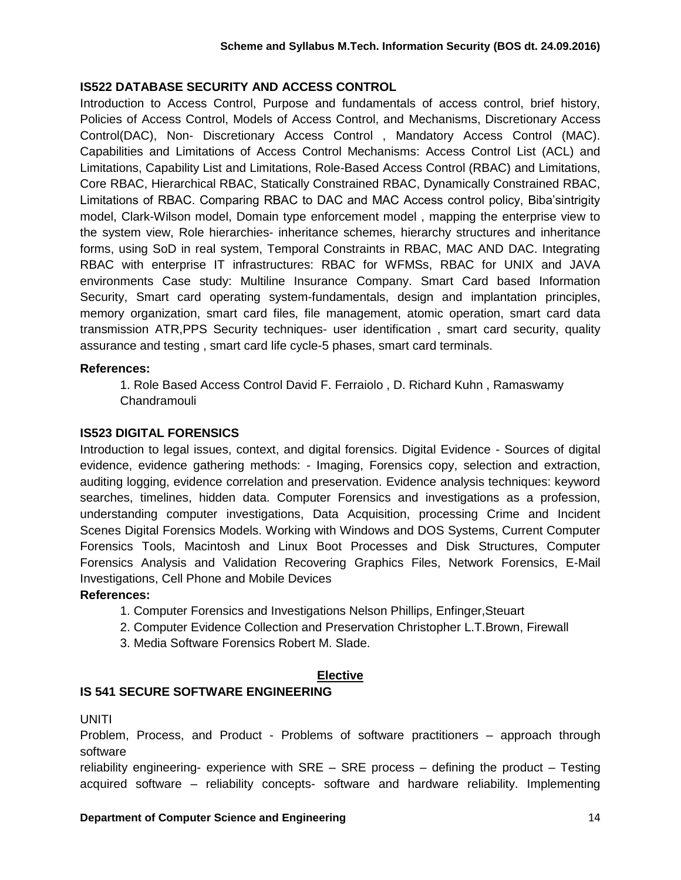### IS522 DATABASE SECURITY AND ACCESS CONTROL

Introduction to Access Control, Purpose and fundamentals of access control, brief history, Policies of Access Control, Models of Access Control, and Mechanisms, Discretionary Access Control(DAC), Non- Discretionary Access Control , Mandatory Access Control (MAC). Capabilities and Limitations of Access Control Mechanisms: Access Control List (ACL) and Limitations, Capability List and Limitations, Role-Based Access Control (RBAC) and Limitations, Core RBAC, Hierarchical RBAC, Statically Constrained RBAC, Dynamically Constrained RBAC, Limitations of RBAC. Comparing RBAC to DAC and MAC Access control policy, Biba'sintrigity model, Clark-Wilson model, Domain type enforcement model , mapping the enterprise view to the system view, Role hierarchies- inheritance schemes, hierarchy structures and inheritance forms, using SoD in real system, Temporal Constraints in RBAC, MAC AND DAC. Integrating RBAC with enterprise IT infrastructures: RBAC for WFMSs, RBAC for UNIX and JAVA environments Case study: Multiline Insurance Company. Smart Card based Information Security, Smart card operating system-fundamentals, design and implantation principles, memory organization, smart card files, file management, atomic operation, smart card data transmission ATR,PPS Security techniques- user identification , smart card security, quality assurance and testing , smart card life cycle-5 phases, smart card terminals.

**References:**

1. Role Based Access Control David F. Ferraiolo , D. Richard Kuhn , Ramaswamy Chandramouli

### IS523 DIGITAL FORENSICS

Introduction to legal issues, context, and digital forensics. Digital Evidence - Sources of digital evidence, evidence gathering methods: - Imaging, Forensics copy, selection and extraction, auditing logging, evidence correlation and preservation. Evidence analysis techniques: keyword searches, timelines, hidden data. Computer Forensics and investigations as a profession, understanding computer investigations, Data Acquisition, processing Crime and Incident Scenes Digital Forensics Models. Working with Windows and DOS Systems, Current Computer Forensics Tools, Macintosh and Linux Boot Processes and Disk Structures, Computer Forensics Analysis and Validation Recovering Graphics Files, Network Forensics, E-Mail Investigations, Cell Phone and Mobile Devices

**References:**

1. Computer Forensics and Investigations Nelson Phillips, Enfinger,Steuart
2. Computer Evidence Collection and Preservation Christopher L.T.Brown, Firewall
3. Media Software Forensics Robert M. Slade.

## Elective

### IS 541 SECURE SOFTWARE ENGINEERING

UNITI

Problem, Process, and Product - Problems of software practitioners – approach through software
reliability engineering- experience with SRE – SRE process – defining the product – Testing acquired software – reliability concepts- software and hardware reliability. Implementing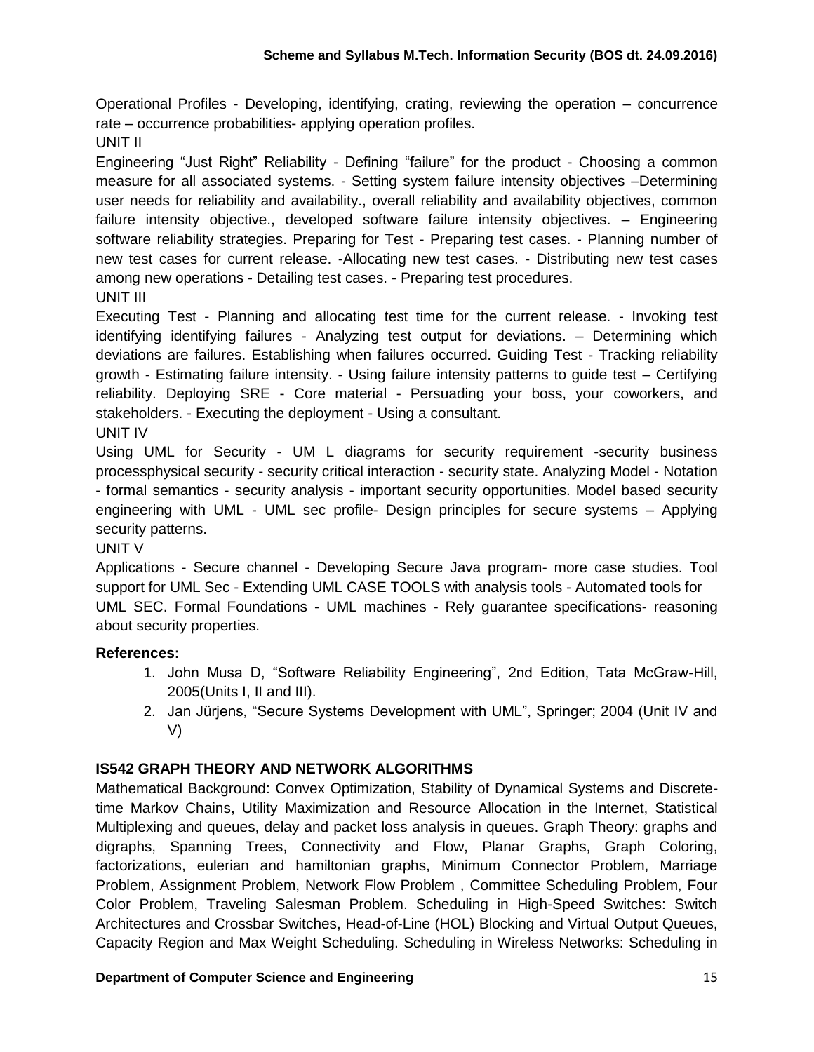Operational Profiles - Developing, identifying, crating, reviewing the operation – concurrence rate – occurrence probabilities- applying operation profiles.

UNIT II

Engineering "Just Right" Reliability - Defining "failure" for the product - Choosing a common measure for all associated systems. - Setting system failure intensity objectives –Determining user needs for reliability and availability., overall reliability and availability objectives, common failure intensity objective., developed software failure intensity objectives. – Engineering software reliability strategies. Preparing for Test - Preparing test cases. - Planning number of new test cases for current release. -Allocating new test cases. - Distributing new test cases among new operations - Detailing test cases. - Preparing test procedures.

UNIT III

Executing Test - Planning and allocating test time for the current release. - Invoking test identifying identifying failures - Analyzing test output for deviations. – Determining which deviations are failures. Establishing when failures occurred. Guiding Test - Tracking reliability growth - Estimating failure intensity. - Using failure intensity patterns to guide test – Certifying reliability. Deploying SRE - Core material - Persuading your boss, your coworkers, and stakeholders. - Executing the deployment - Using a consultant.

UNIT IV

Using UML for Security - UM L diagrams for security requirement -security business processphysical security - security critical interaction - security state. Analyzing Model - Notation - formal semantics - security analysis - important security opportunities. Model based security engineering with UML - UML sec profile- Design principles for secure systems – Applying security patterns.

UNIT V

Applications - Secure channel - Developing Secure Java program- more case studies. Tool support for UML Sec - Extending UML CASE TOOLS with analysis tools - Automated tools for UML SEC. Formal Foundations - UML machines - Rely guarantee specifications- reasoning about security properties.

**References:**

1. John Musa D, "Software Reliability Engineering", 2nd Edition, Tata McGraw-Hill, 2005(Units I, II and III).
2. Jan Jürjens, "Secure Systems Development with UML", Springer; 2004 (Unit IV and V)

**IS542 GRAPH THEORY AND NETWORK ALGORITHMS**

Mathematical Background: Convex Optimization, Stability of Dynamical Systems and Discrete-time Markov Chains, Utility Maximization and Resource Allocation in the Internet, Statistical Multiplexing and queues, delay and packet loss analysis in queues. Graph Theory: graphs and digraphs, Spanning Trees, Connectivity and Flow, Planar Graphs, Graph Coloring, factorizations, eulerian and hamiltonian graphs, Minimum Connector Problem, Marriage Problem, Assignment Problem, Network Flow Problem , Committee Scheduling Problem, Four Color Problem, Traveling Salesman Problem. Scheduling in High-Speed Switches: Switch Architectures and Crossbar Switches, Head-of-Line (HOL) Blocking and Virtual Output Queues, Capacity Region and Max Weight Scheduling. Scheduling in Wireless Networks: Scheduling in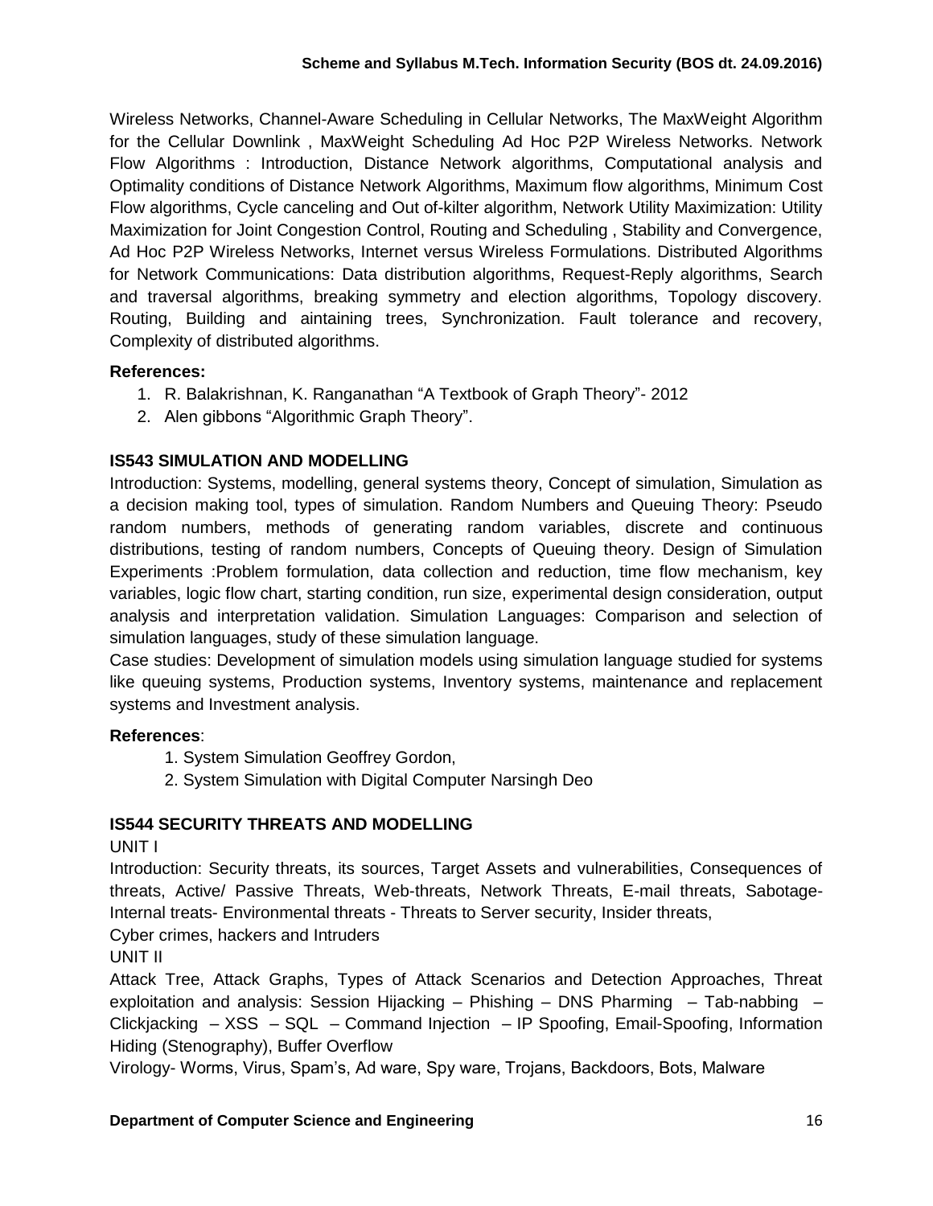Wireless Networks, Channel-Aware Scheduling in Cellular Networks, The MaxWeight Algorithm for the Cellular Downlink , MaxWeight Scheduling Ad Hoc P2P Wireless Networks. Network Flow Algorithms : Introduction, Distance Network algorithms, Computational analysis and Optimality conditions of Distance Network Algorithms, Maximum flow algorithms, Minimum Cost Flow algorithms, Cycle canceling and Out of-kilter algorithm, Network Utility Maximization: Utility Maximization for Joint Congestion Control, Routing and Scheduling , Stability and Convergence, Ad Hoc P2P Wireless Networks, Internet versus Wireless Formulations. Distributed Algorithms for Network Communications: Data distribution algorithms, Request-Reply algorithms, Search and traversal algorithms, breaking symmetry and election algorithms, Topology discovery. Routing, Building and aintaining trees, Synchronization. Fault tolerance and recovery, Complexity of distributed algorithms.

**References:**

1. R. Balakrishnan, K. Ranganathan "A Textbook of Graph Theory"- 2012
2. Alen gibbons "Algorithmic Graph Theory".

## IS543 SIMULATION AND MODELLING

Introduction: Systems, modelling, general systems theory, Concept of simulation, Simulation as a decision making tool, types of simulation. Random Numbers and Queuing Theory: Pseudo random numbers, methods of generating random variables, discrete and continuous distributions, testing of random numbers, Concepts of Queuing theory. Design of Simulation Experiments :Problem formulation, data collection and reduction, time flow mechanism, key variables, logic flow chart, starting condition, run size, experimental design consideration, output analysis and interpretation validation. Simulation Languages: Comparison and selection of simulation languages, study of these simulation language.

Case studies: Development of simulation models using simulation language studied for systems like queuing systems, Production systems, Inventory systems, maintenance and replacement systems and Investment analysis.

**References**:

1. System Simulation Geoffrey Gordon,
2. System Simulation with Digital Computer Narsingh Deo

## IS544 SECURITY THREATS AND MODELLING

UNIT I

Introduction: Security threats, its sources, Target Assets and vulnerabilities, Consequences of threats, Active/ Passive Threats, Web-threats, Network Threats, E-mail threats, Sabotage-Internal treats- Environmental threats - Threats to Server security, Insider threats,

Cyber crimes, hackers and Intruders

UNIT II

Attack Tree, Attack Graphs, Types of Attack Scenarios and Detection Approaches, Threat exploitation and analysis: Session Hijacking – Phishing – DNS Pharming – Tab-nabbing – Clickjacking – XSS – SQL – Command Injection – IP Spoofing, Email-Spoofing, Information Hiding (Stenography), Buffer Overflow

Virology- Worms, Virus, Spam's, Ad ware, Spy ware, Trojans, Backdoors, Bots, Malware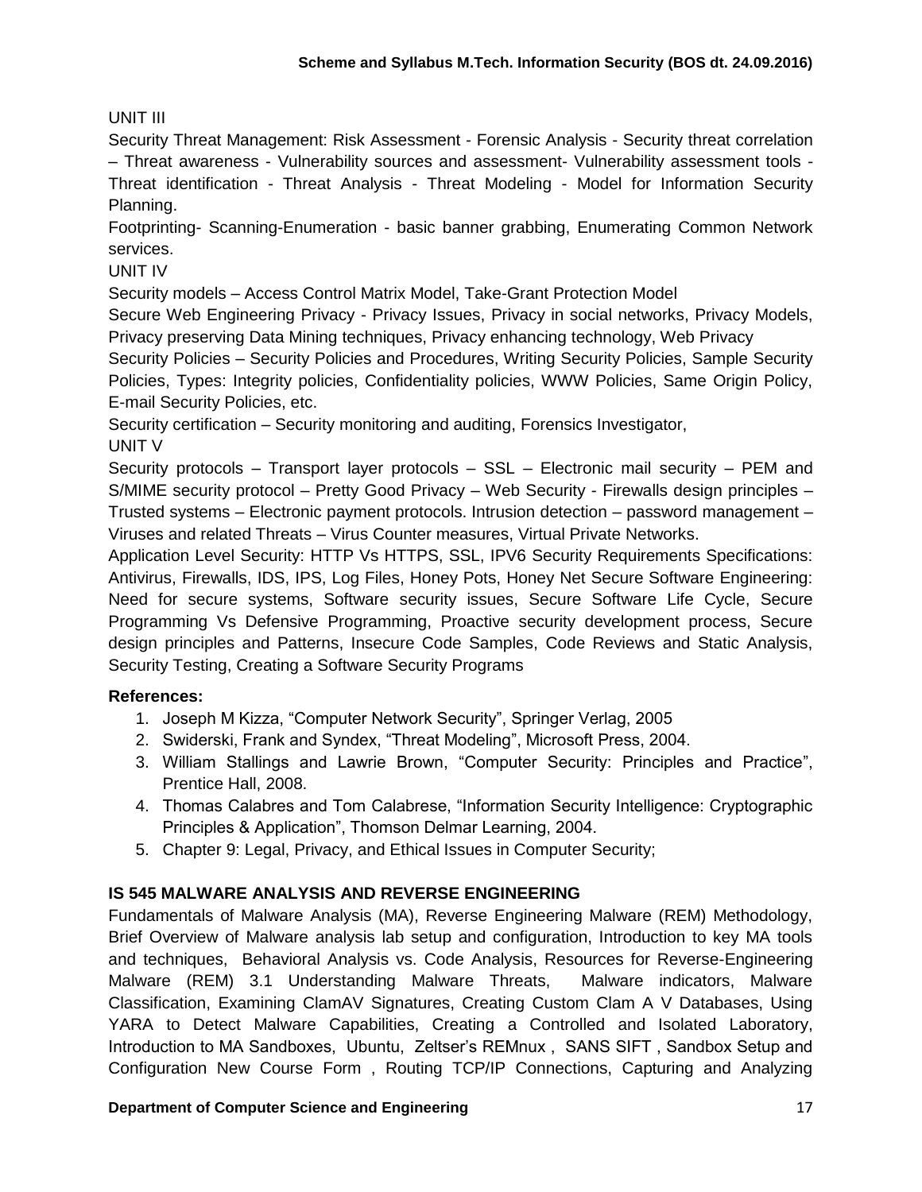UNIT III

Security Threat Management: Risk Assessment - Forensic Analysis - Security threat correlation – Threat awareness - Vulnerability sources and assessment- Vulnerability assessment tools - Threat identification - Threat Analysis - Threat Modeling - Model for Information Security Planning.

Footprinting- Scanning-Enumeration - basic banner grabbing, Enumerating Common Network services.

UNIT IV

Security models – Access Control Matrix Model, Take-Grant Protection Model

Secure Web Engineering Privacy - Privacy Issues, Privacy in social networks, Privacy Models, Privacy preserving Data Mining techniques, Privacy enhancing technology, Web Privacy

Security Policies – Security Policies and Procedures, Writing Security Policies, Sample Security Policies, Types: Integrity policies, Confidentiality policies, WWW Policies, Same Origin Policy, E-mail Security Policies, etc.

Security certification – Security monitoring and auditing, Forensics Investigator,

UNIT V

Security protocols – Transport layer protocols – SSL – Electronic mail security – PEM and S/MIME security protocol – Pretty Good Privacy – Web Security - Firewalls design principles – Trusted systems – Electronic payment protocols. Intrusion detection – password management – Viruses and related Threats – Virus Counter measures, Virtual Private Networks.

Application Level Security: HTTP Vs HTTPS, SSL, IPV6 Security Requirements Specifications: Antivirus, Firewalls, IDS, IPS, Log Files, Honey Pots, Honey Net Secure Software Engineering: Need for secure systems, Software security issues, Secure Software Life Cycle, Secure Programming Vs Defensive Programming, Proactive security development process, Secure design principles and Patterns, Insecure Code Samples, Code Reviews and Static Analysis, Security Testing, Creating a Software Security Programs

**References:**

1. Joseph M Kizza, "Computer Network Security", Springer Verlag, 2005
2. Swiderski, Frank and Syndex, "Threat Modeling", Microsoft Press, 2004.
3. William Stallings and Lawrie Brown, "Computer Security: Principles and Practice", Prentice Hall, 2008.
4. Thomas Calabres and Tom Calabrese, "Information Security Intelligence: Cryptographic Principles & Application", Thomson Delmar Learning, 2004.
5. Chapter 9: Legal, Privacy, and Ethical Issues in Computer Security;

**IS 545 MALWARE ANALYSIS AND REVERSE ENGINEERING**

Fundamentals of Malware Analysis (MA), Reverse Engineering Malware (REM) Methodology, Brief Overview of Malware analysis lab setup and configuration, Introduction to key MA tools and techniques, Behavioral Analysis vs. Code Analysis, Resources for Reverse-Engineering Malware (REM) 3.1 Understanding Malware Threats, Malware indicators, Malware Classification, Examining ClamAV Signatures, Creating Custom Clam A V Databases, Using YARA to Detect Malware Capabilities, Creating a Controlled and Isolated Laboratory, Introduction to MA Sandboxes, Ubuntu, Zeltser's REMnux , SANS SIFT , Sandbox Setup and Configuration New Course Form , Routing TCP/IP Connections, Capturing and Analyzing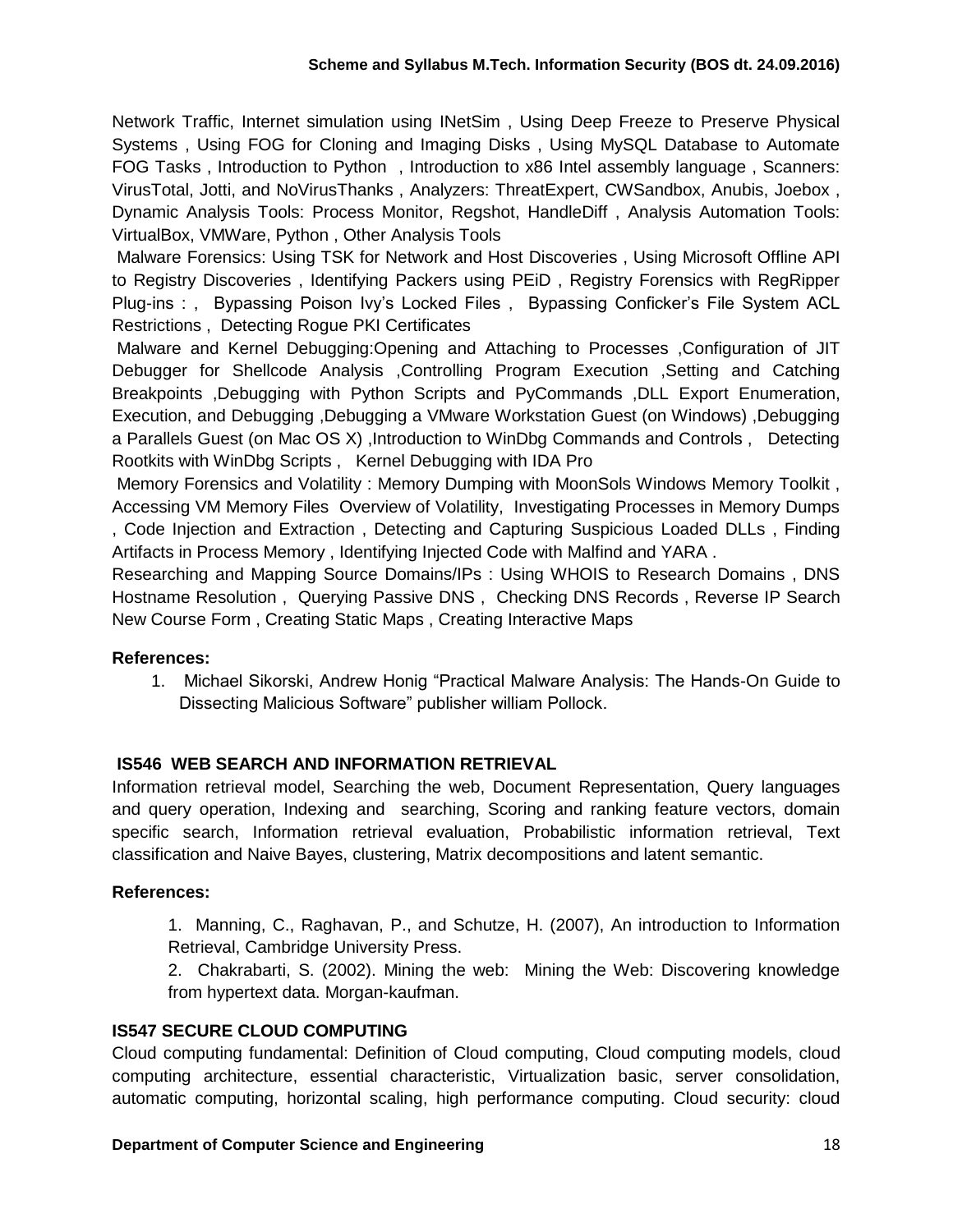Network Traffic, Internet simulation using INetSim , Using Deep Freeze to Preserve Physical Systems , Using FOG for Cloning and Imaging Disks , Using MySQL Database to Automate FOG Tasks , Introduction to Python , Introduction to x86 Intel assembly language , Scanners: VirusTotal, Jotti, and NoVirusThanks , Analyzers: ThreatExpert, CWSandbox, Anubis, Joebox , Dynamic Analysis Tools: Process Monitor, Regshot, HandleDiff , Analysis Automation Tools: VirtualBox, VMWare, Python , Other Analysis Tools

Malware Forensics: Using TSK for Network and Host Discoveries , Using Microsoft Offline API to Registry Discoveries , Identifying Packers using PEiD , Registry Forensics with RegRipper Plug-ins : , Bypassing Poison Ivy's Locked Files , Bypassing Conficker's File System ACL Restrictions , Detecting Rogue PKI Certificates

Malware and Kernel Debugging:Opening and Attaching to Processes ,Configuration of JIT Debugger for Shellcode Analysis ,Controlling Program Execution ,Setting and Catching Breakpoints ,Debugging with Python Scripts and PyCommands ,DLL Export Enumeration, Execution, and Debugging ,Debugging a VMware Workstation Guest (on Windows) ,Debugging a Parallels Guest (on Mac OS X) ,Introduction to WinDbg Commands and Controls , Detecting Rootkits with WinDbg Scripts , Kernel Debugging with IDA Pro

Memory Forensics and Volatility : Memory Dumping with MoonSols Windows Memory Toolkit , Accessing VM Memory Files Overview of Volatility, Investigating Processes in Memory Dumps , Code Injection and Extraction , Detecting and Capturing Suspicious Loaded DLLs , Finding Artifacts in Process Memory , Identifying Injected Code with Malfind and YARA .

Researching and Mapping Source Domains/IPs : Using WHOIS to Research Domains , DNS Hostname Resolution , Querying Passive DNS , Checking DNS Records , Reverse IP Search New Course Form , Creating Static Maps , Creating Interactive Maps

**References:**

1. Michael Sikorski, Andrew Honig "Practical Malware Analysis: The Hands-On Guide to Dissecting Malicious Software" publisher william Pollock.

### IS546 WEB SEARCH AND INFORMATION RETRIEVAL

Information retrieval model, Searching the web, Document Representation, Query languages and query operation, Indexing and searching, Scoring and ranking feature vectors, domain specific search, Information retrieval evaluation, Probabilistic information retrieval, Text classification and Naive Bayes, clustering, Matrix decompositions and latent semantic.

**References:**

1. Manning, C., Raghavan, P., and Schutze, H. (2007), An introduction to Information Retrieval, Cambridge University Press.
2. Chakrabarti, S. (2002). Mining the web: Mining the Web: Discovering knowledge from hypertext data. Morgan-kaufman.

### IS547 SECURE CLOUD COMPUTING

Cloud computing fundamental: Definition of Cloud computing, Cloud computing models, cloud computing architecture, essential characteristic, Virtualization basic, server consolidation, automatic computing, horizontal scaling, high performance computing. Cloud security: cloud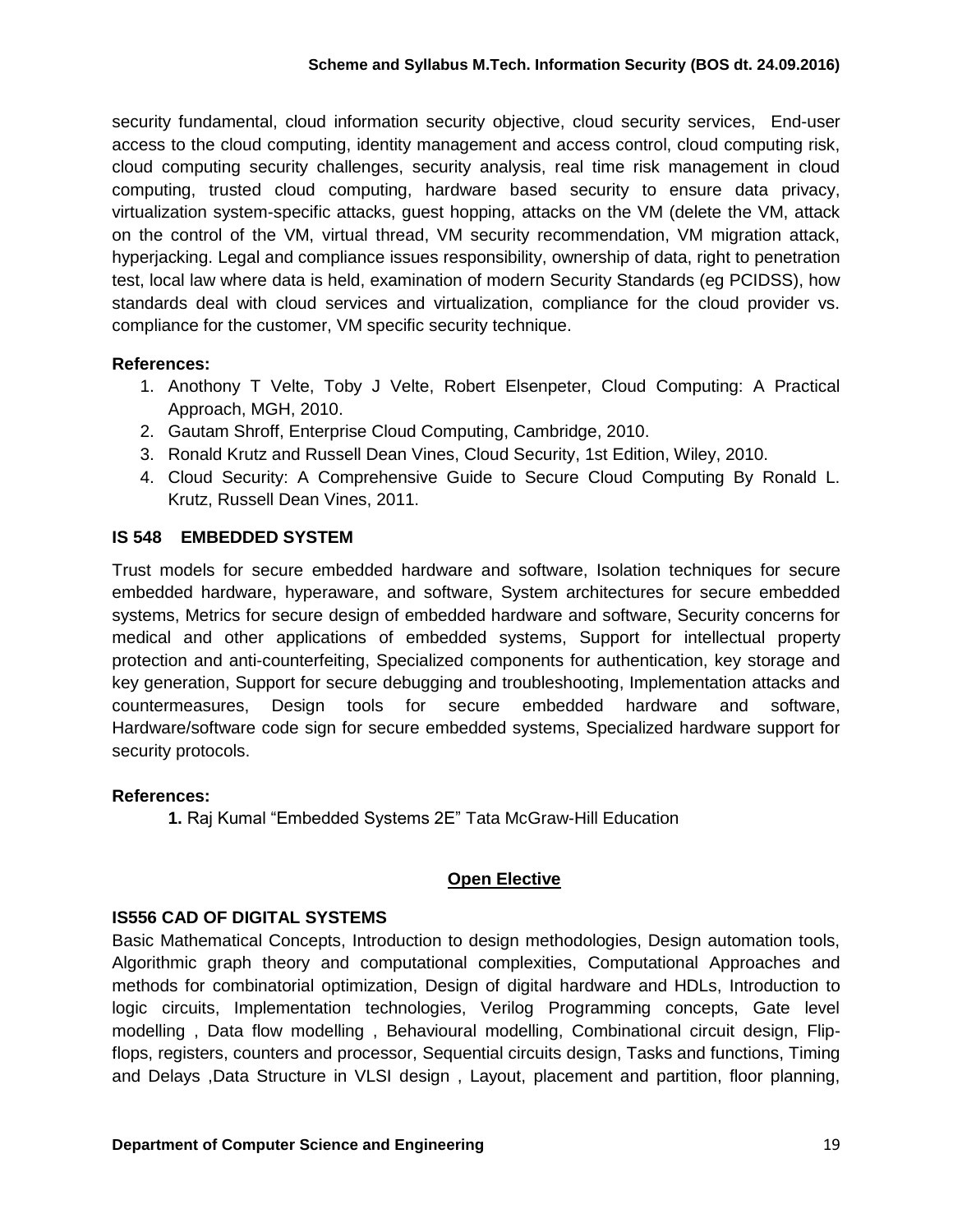security fundamental, cloud information security objective, cloud security services, End-user access to the cloud computing, identity management and access control, cloud computing risk, cloud computing security challenges, security analysis, real time risk management in cloud computing, trusted cloud computing, hardware based security to ensure data privacy, virtualization system-specific attacks, guest hopping, attacks on the VM (delete the VM, attack on the control of the VM, virtual thread, VM security recommendation, VM migration attack, hyperjacking. Legal and compliance issues responsibility, ownership of data, right to penetration test, local law where data is held, examination of modern Security Standards (eg PCIDSS), how standards deal with cloud services and virtualization, compliance for the cloud provider vs. compliance for the customer, VM specific security technique.

**References:**

1. Anothony T Velte, Toby J Velte, Robert Elsenpeter, Cloud Computing: A Practical Approach, MGH, 2010.
2. Gautam Shroff, Enterprise Cloud Computing, Cambridge, 2010.
3. Ronald Krutz and Russell Dean Vines, Cloud Security, 1st Edition, Wiley, 2010.
4. Cloud Security: A Comprehensive Guide to Secure Cloud Computing By Ronald L. Krutz, Russell Dean Vines, 2011.

### IS 548 EMBEDDED SYSTEM

Trust models for secure embedded hardware and software, Isolation techniques for secure embedded hardware, hyperaware, and software, System architectures for secure embedded systems, Metrics for secure design of embedded hardware and software, Security concerns for medical and other applications of embedded systems, Support for intellectual property protection and anti-counterfeiting, Specialized components for authentication, key storage and key generation, Support for secure debugging and troubleshooting, Implementation attacks and countermeasures, Design tools for secure embedded hardware and software, Hardware/software code sign for secure embedded systems, Specialized hardware support for security protocols.

**References:**

1. Raj Kumal "Embedded Systems 2E" Tata McGraw-Hill Education

## Open Elective

### IS556 CAD OF DIGITAL SYSTEMS

Basic Mathematical Concepts, Introduction to design methodologies, Design automation tools, Algorithmic graph theory and computational complexities, Computational Approaches and methods for combinatorial optimization, Design of digital hardware and HDLs, Introduction to logic circuits, Implementation technologies, Verilog Programming concepts, Gate level modelling , Data flow modelling , Behavioural modelling, Combinational circuit design, Flip-flops, registers, counters and processor, Sequential circuits design, Tasks and functions, Timing and Delays ,Data Structure in VLSI design , Layout, placement and partition, floor planning,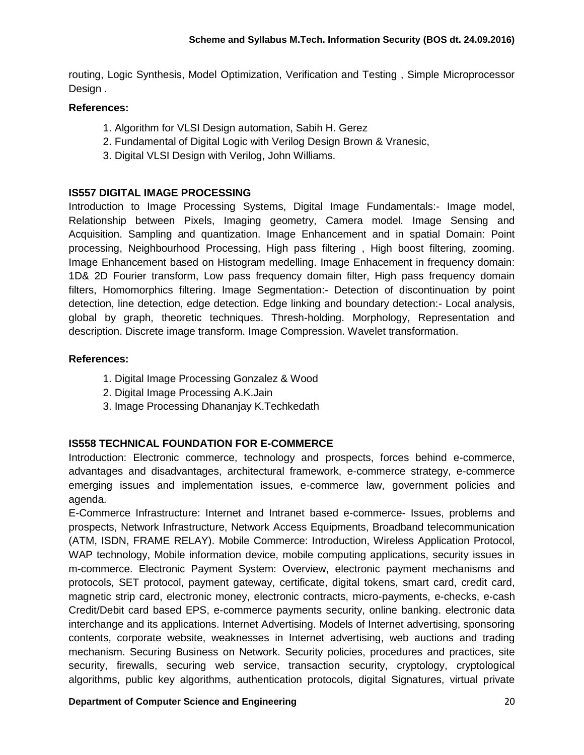routing, Logic Synthesis, Model Optimization, Verification and Testing , Simple Microprocessor Design .

**References:**

1. Algorithm for VLSI Design automation, Sabih H. Gerez
2. Fundamental of Digital Logic with Verilog Design Brown & Vranesic,
3. Digital VLSI Design with Verilog, John Williams.

### IS557 DIGITAL IMAGE PROCESSING

Introduction to Image Processing Systems, Digital Image Fundamentals:- Image model, Relationship between Pixels, Imaging geometry, Camera model. Image Sensing and Acquisition. Sampling and quantization. Image Enhancement and in spatial Domain: Point processing, Neighbourhood Processing, High pass filtering , High boost filtering, zooming. Image Enhancement based on Histogram medelling. Image Enhacement in frequency domain: 1D& 2D Fourier transform, Low pass frequency domain filter, High pass frequency domain filters, Homomorphics filtering. Image Segmentation:- Detection of discontinuation by point detection, line detection, edge detection. Edge linking and boundary detection:- Local analysis, global by graph, theoretic techniques. Thresh-holding. Morphology, Representation and description. Discrete image transform. Image Compression. Wavelet transformation.

**References:**

1. Digital Image Processing Gonzalez & Wood
2. Digital Image Processing A.K.Jain
3. Image Processing Dhananjay K.Techkedath

### IS558 TECHNICAL FOUNDATION FOR E-COMMERCE

Introduction: Electronic commerce, technology and prospects, forces behind e-commerce, advantages and disadvantages, architectural framework, e-commerce strategy, e-commerce emerging issues and implementation issues, e-commerce law, government policies and agenda.

E-Commerce Infrastructure: Internet and Intranet based e-commerce- Issues, problems and prospects, Network Infrastructure, Network Access Equipments, Broadband telecommunication (ATM, ISDN, FRAME RELAY). Mobile Commerce: Introduction, Wireless Application Protocol, WAP technology, Mobile information device, mobile computing applications, security issues in m-commerce. Electronic Payment System: Overview, electronic payment mechanisms and protocols, SET protocol, payment gateway, certificate, digital tokens, smart card, credit card, magnetic strip card, electronic money, electronic contracts, micro-payments, e-checks, e-cash Credit/Debit card based EPS, e-commerce payments security, online banking. electronic data interchange and its applications. Internet Advertising. Models of Internet advertising, sponsoring contents, corporate website, weaknesses in Internet advertising, web auctions and trading mechanism. Securing Business on Network. Security policies, procedures and practices, site security, firewalls, securing web service, transaction security, cryptology, cryptological algorithms, public key algorithms, authentication protocols, digital Signatures, virtual private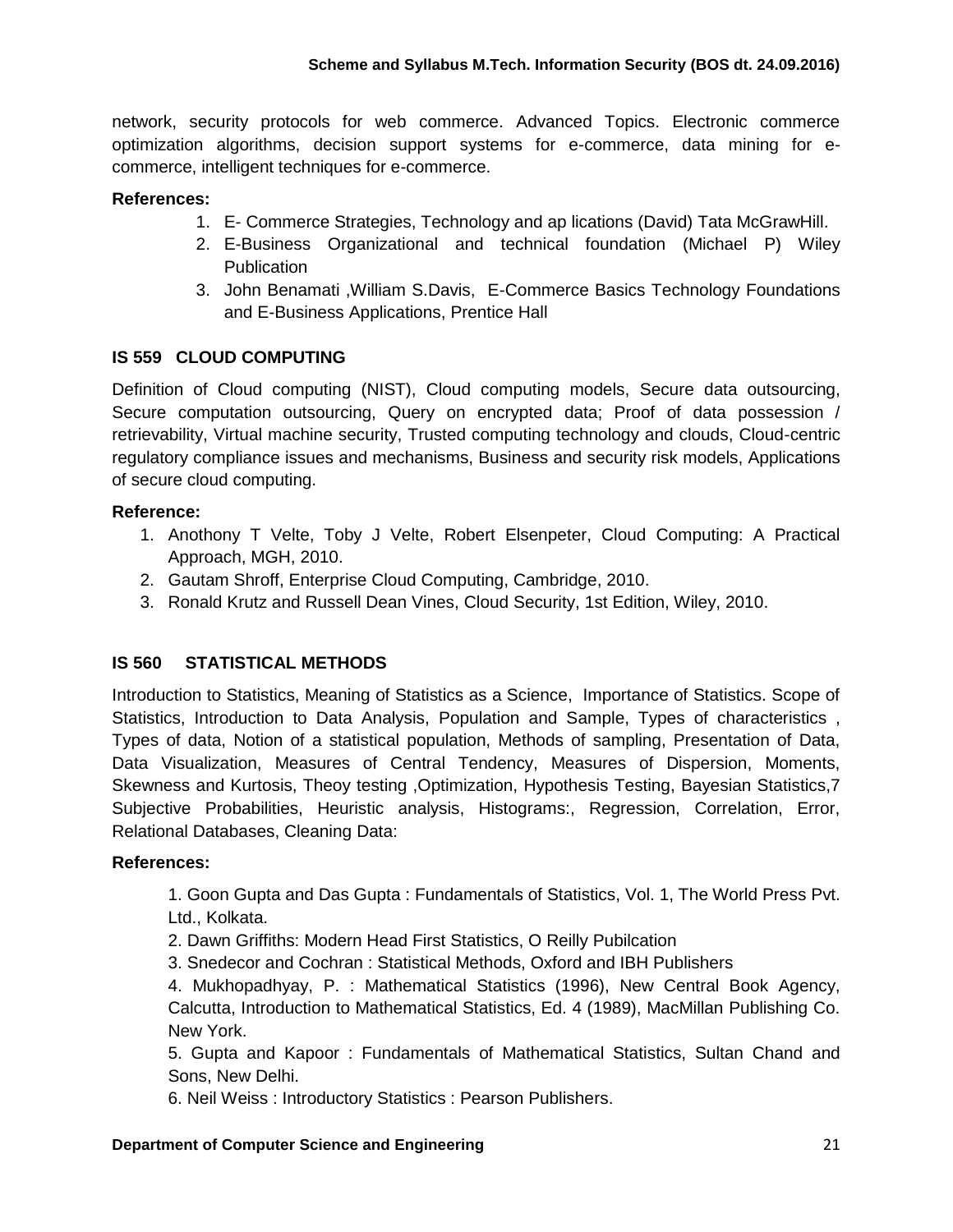network, security protocols for web commerce. Advanced Topics. Electronic commerce optimization algorithms, decision support systems for e-commerce, data mining for e-commerce, intelligent techniques for e-commerce.

**References:**

1. E- Commerce Strategies, Technology and ap lications (David) Tata McGrawHill.
2. E-Business Organizational and technical foundation (Michael P) Wiley Publication
3. John Benamati ,William S.Davis, E-Commerce Basics Technology Foundations and E-Business Applications, Prentice Hall

### IS 559 CLOUD COMPUTING

Definition of Cloud computing (NIST), Cloud computing models, Secure data outsourcing, Secure computation outsourcing, Query on encrypted data; Proof of data possession / retrievability, Virtual machine security, Trusted computing technology and clouds, Cloud-centric regulatory compliance issues and mechanisms, Business and security risk models, Applications of secure cloud computing.

**Reference:**

1. Anothony T Velte, Toby J Velte, Robert Elsenpeter, Cloud Computing: A Practical Approach, MGH, 2010.
2. Gautam Shroff, Enterprise Cloud Computing, Cambridge, 2010.
3. Ronald Krutz and Russell Dean Vines, Cloud Security, 1st Edition, Wiley, 2010.

### IS 560 STATISTICAL METHODS

Introduction to Statistics, Meaning of Statistics as a Science, Importance of Statistics. Scope of Statistics, Introduction to Data Analysis, Population and Sample, Types of characteristics , Types of data, Notion of a statistical population, Methods of sampling, Presentation of Data, Data Visualization, Measures of Central Tendency, Measures of Dispersion, Moments, Skewness and Kurtosis, Theoy testing ,Optimization, Hypothesis Testing, Bayesian Statistics,7 Subjective Probabilities, Heuristic analysis, Histograms:, Regression, Correlation, Error, Relational Databases, Cleaning Data:

**References:**

1. Goon Gupta and Das Gupta : Fundamentals of Statistics, Vol. 1, The World Press Pvt. Ltd., Kolkata.
2. Dawn Griffiths: Modern Head First Statistics, O Reilly Pubilcation
3. Snedecor and Cochran : Statistical Methods, Oxford and IBH Publishers
4. Mukhopadhyay, P. : Mathematical Statistics (1996), New Central Book Agency, Calcutta, Introduction to Mathematical Statistics, Ed. 4 (1989), MacMillan Publishing Co. New York.
5. Gupta and Kapoor : Fundamentals of Mathematical Statistics, Sultan Chand and Sons, New Delhi.
6. Neil Weiss : Introductory Statistics : Pearson Publishers.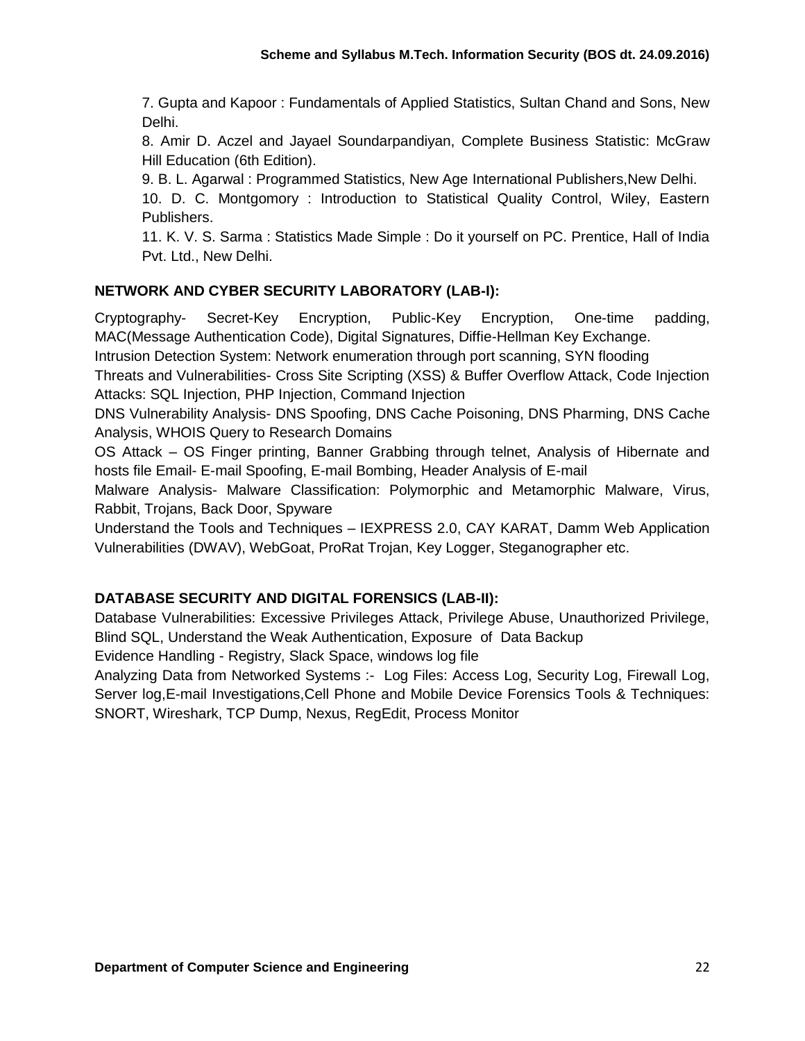7. Gupta and Kapoor : Fundamentals of Applied Statistics, Sultan Chand and Sons, New Delhi.

8. Amir D. Aczel and Jayael Soundarpandiyan, Complete Business Statistic: McGraw Hill Education (6th Edition).

9. B. L. Agarwal : Programmed Statistics, New Age International Publishers,New Delhi.

10. D. C. Montgomory : Introduction to Statistical Quality Control, Wiley, Eastern Publishers.

11. K. V. S. Sarma : Statistics Made Simple : Do it yourself on PC. Prentice, Hall of India Pvt. Ltd., New Delhi.

### NETWORK AND CYBER SECURITY LABORATORY (LAB-I):

Cryptography- Secret-Key Encryption, Public-Key Encryption, One-time padding, MAC(Message Authentication Code), Digital Signatures, Diffie-Hellman Key Exchange.

Intrusion Detection System: Network enumeration through port scanning, SYN flooding

Threats and Vulnerabilities- Cross Site Scripting (XSS) & Buffer Overflow Attack, Code Injection Attacks: SQL Injection, PHP Injection, Command Injection

DNS Vulnerability Analysis- DNS Spoofing, DNS Cache Poisoning, DNS Pharming, DNS Cache Analysis, WHOIS Query to Research Domains

OS Attack – OS Finger printing, Banner Grabbing through telnet, Analysis of Hibernate and hosts file Email- E-mail Spoofing, E-mail Bombing, Header Analysis of E-mail

Malware Analysis- Malware Classification: Polymorphic and Metamorphic Malware, Virus, Rabbit, Trojans, Back Door, Spyware

Understand the Tools and Techniques – IEXPRESS 2.0, CAY KARAT, Damm Web Application Vulnerabilities (DWAV), WebGoat, ProRat Trojan, Key Logger, Steganographer etc.

### DATABASE SECURITY AND DIGITAL FORENSICS (LAB-II):

Database Vulnerabilities: Excessive Privileges Attack, Privilege Abuse, Unauthorized Privilege, Blind SQL, Understand the Weak Authentication, Exposure of Data Backup

Evidence Handling - Registry, Slack Space, windows log file

Analyzing Data from Networked Systems :- Log Files: Access Log, Security Log, Firewall Log, Server log,E-mail Investigations,Cell Phone and Mobile Device Forensics Tools & Techniques: SNORT, Wireshark, TCP Dump, Nexus, RegEdit, Process Monitor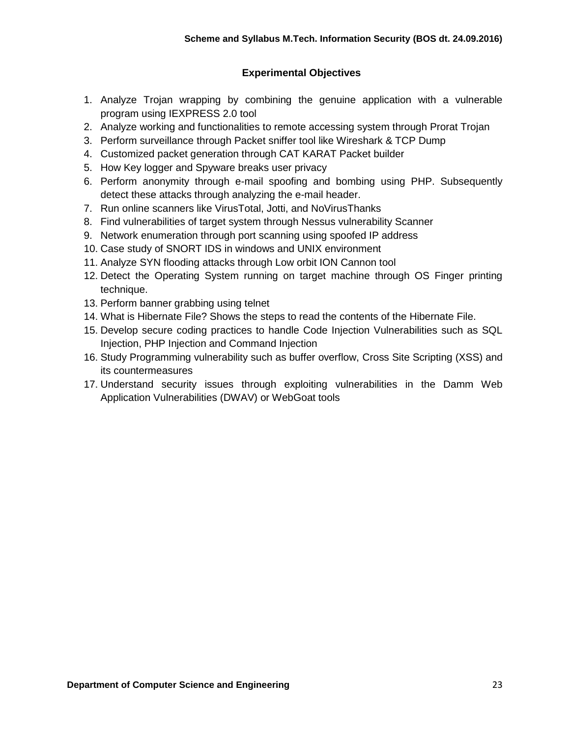## Experimental Objectives

1. Analyze Trojan wrapping by combining the genuine application with a vulnerable program using IEXPRESS 2.0 tool
2. Analyze working and functionalities to remote accessing system through Prorat Trojan
3. Perform surveillance through Packet sniffer tool like Wireshark & TCP Dump
4. Customized packet generation through CAT KARAT Packet builder
5. How Key logger and Spyware breaks user privacy
6. Perform anonymity through e-mail spoofing and bombing using PHP. Subsequently detect these attacks through analyzing the e-mail header.
7. Run online scanners like VirusTotal, Jotti, and NoVirusThanks
8. Find vulnerabilities of target system through Nessus vulnerability Scanner
9. Network enumeration through port scanning using spoofed IP address
10. Case study of SNORT IDS in windows and UNIX environment
11. Analyze SYN flooding attacks through Low orbit ION Cannon tool
12. Detect the Operating System running on target machine through OS Finger printing technique.
13. Perform banner grabbing using telnet
14. What is Hibernate File? Shows the steps to read the contents of the Hibernate File.
15. Develop secure coding practices to handle Code Injection Vulnerabilities such as SQL Injection, PHP Injection and Command Injection
16. Study Programming vulnerability such as buffer overflow, Cross Site Scripting (XSS) and its countermeasures
17. Understand security issues through exploiting vulnerabilities in the Damm Web Application Vulnerabilities (DWAV) or WebGoat tools